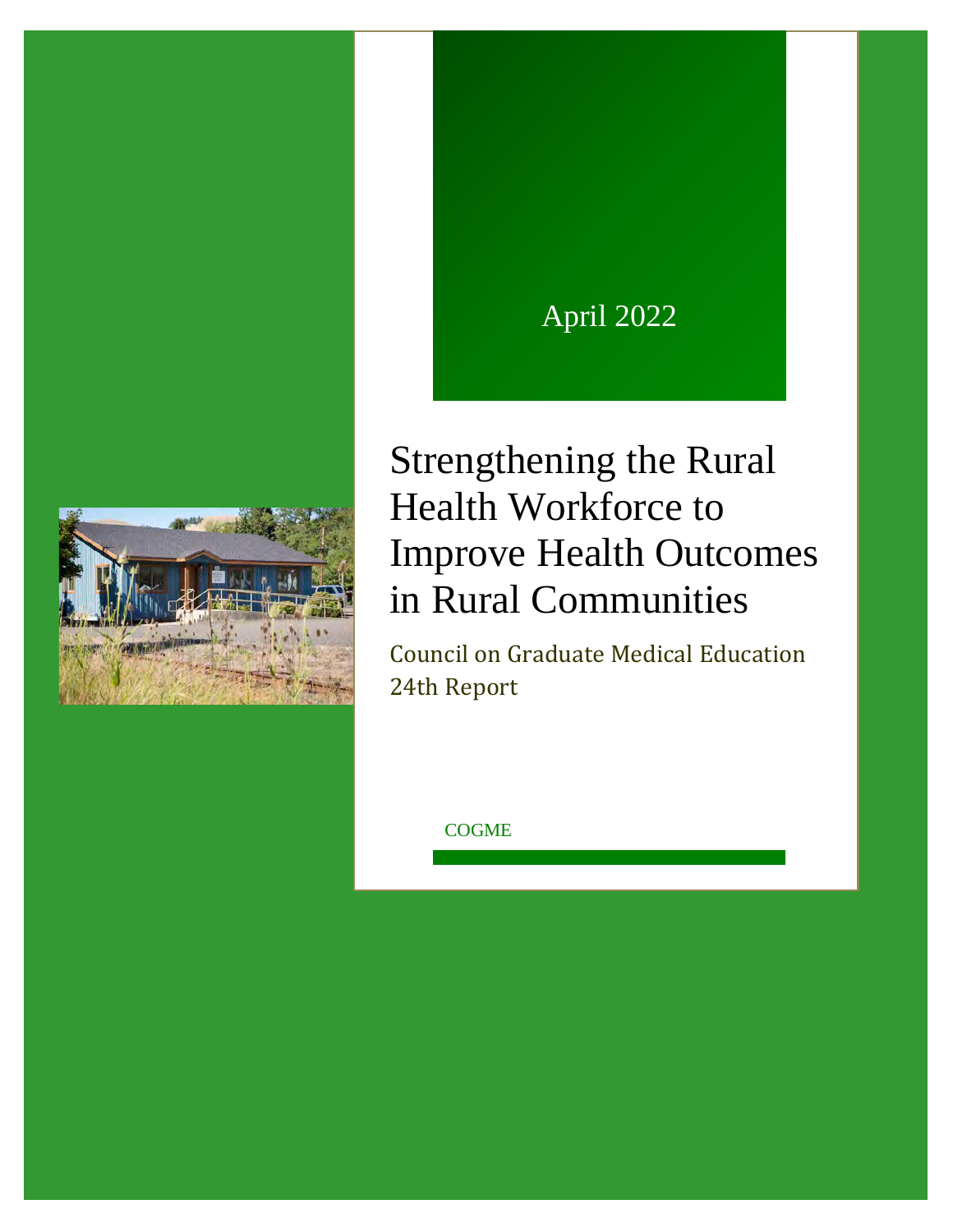April 2022

# Strengthening the Rural Health Workforce to Improve Health Outcomes in Rural Communities

Council on Graduate Medical Education
24th Report

COGME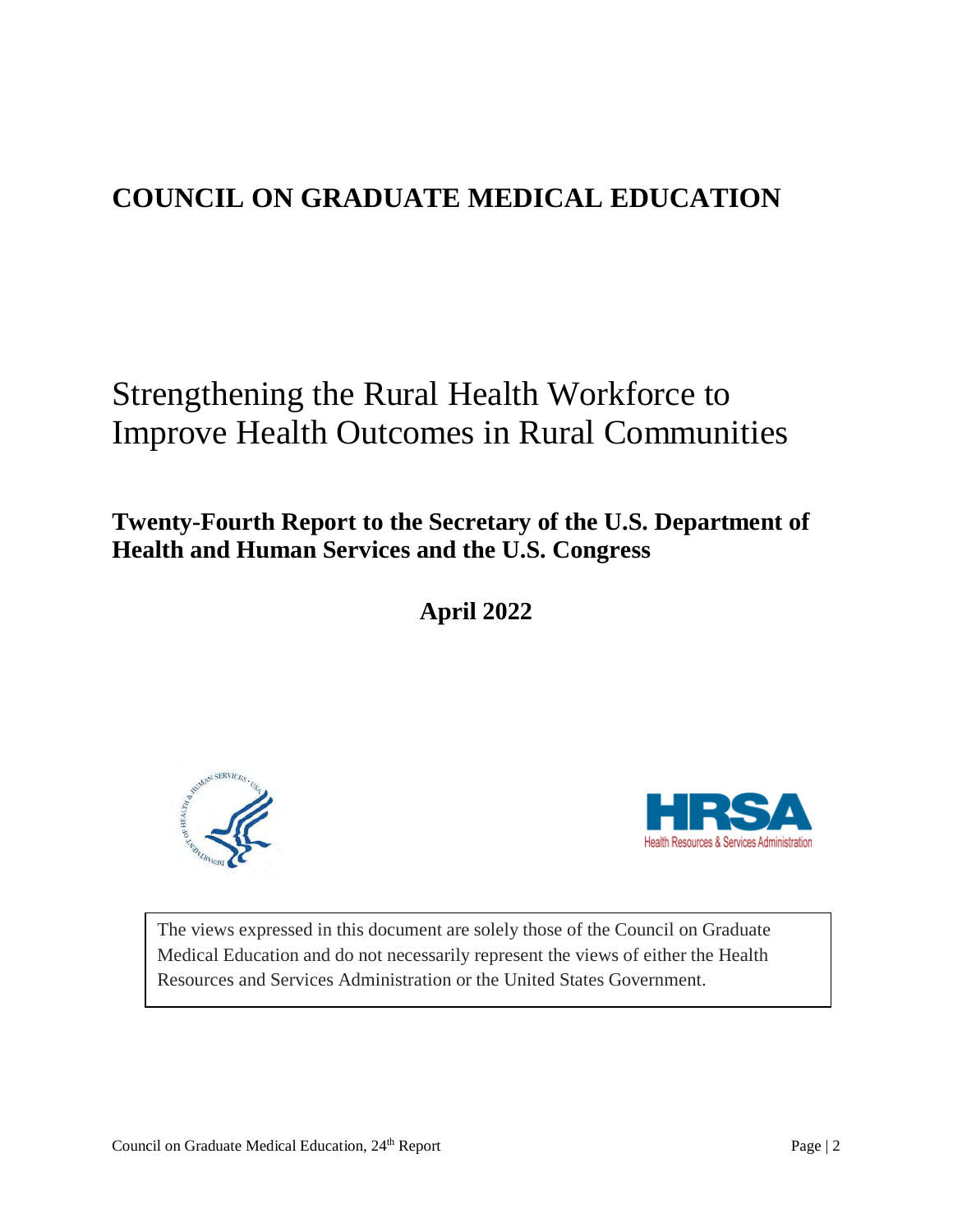# COUNCIL ON GRADUATE MEDICAL EDUCATION

# Strengthening the Rural Health Workforce to Improve Health Outcomes in Rural Communities

## Twenty-Fourth Report to the Secretary of the U.S. Department of Health and Human Services and the U.S. Congress

**April 2022**

The views expressed in this document are solely those of the Council on Graduate Medical Education and do not necessarily represent the views of either the Health Resources and Services Administration or the United States Government.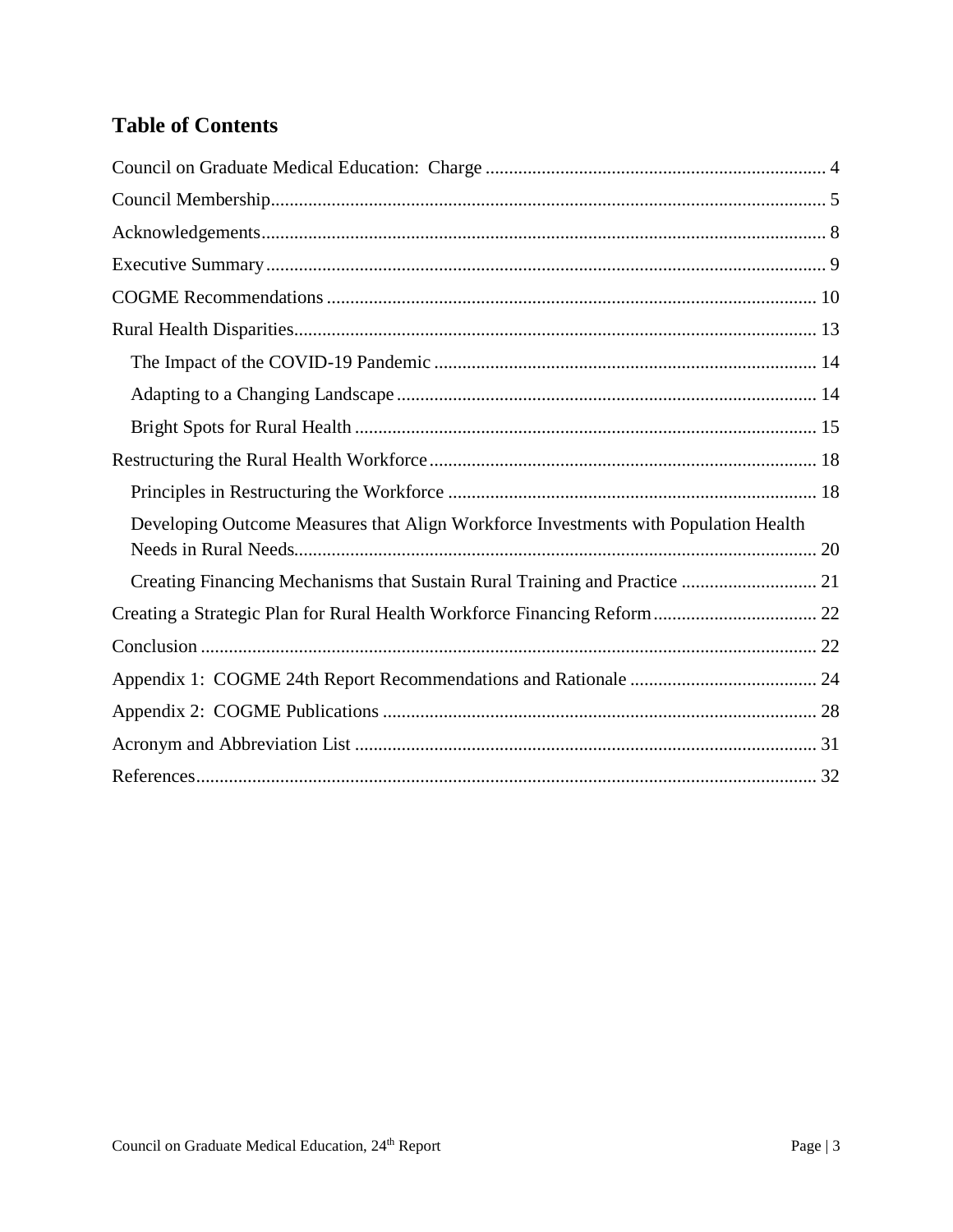# Table of Contents

Council on Graduate Medical Education: Charge ..... 4

Council Membership ..... 5

Acknowledgements ..... 8

Executive Summary ..... 9

COGME Recommendations ..... 10

Rural Health Disparities ..... 13

- The Impact of the COVID-19 Pandemic ..... 14
- Adapting to a Changing Landscape ..... 14
- Bright Spots for Rural Health ..... 15

Restructuring the Rural Health Workforce ..... 18

- Principles in Restructuring the Workforce ..... 18
- Developing Outcome Measures that Align Workforce Investments with Population Health Needs in Rural Needs ..... 20
- Creating Financing Mechanisms that Sustain Rural Training and Practice ..... 21

Creating a Strategic Plan for Rural Health Workforce Financing Reform ..... 22

Conclusion ..... 22

Appendix 1: COGME 24th Report Recommendations and Rationale ..... 24

Appendix 2: COGME Publications ..... 28

Acronym and Abbreviation List ..... 31

References ..... 32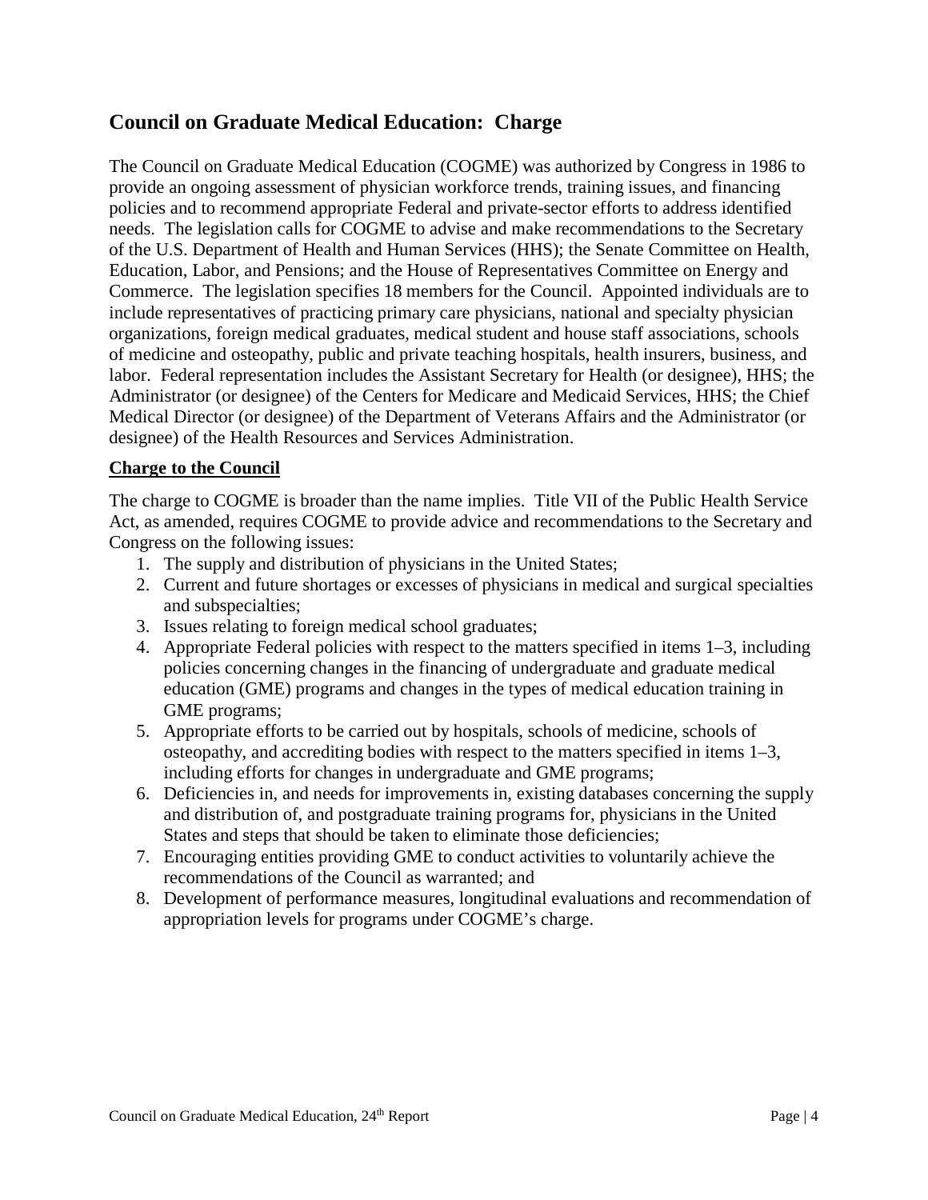## Council on Graduate Medical Education: Charge

The Council on Graduate Medical Education (COGME) was authorized by Congress in 1986 to provide an ongoing assessment of physician workforce trends, training issues, and financing policies and to recommend appropriate Federal and private-sector efforts to address identified needs. The legislation calls for COGME to advise and make recommendations to the Secretary of the U.S. Department of Health and Human Services (HHS); the Senate Committee on Health, Education, Labor, and Pensions; and the House of Representatives Committee on Energy and Commerce. The legislation specifies 18 members for the Council. Appointed individuals are to include representatives of practicing primary care physicians, national and specialty physician organizations, foreign medical graduates, medical student and house staff associations, schools of medicine and osteopathy, public and private teaching hospitals, health insurers, business, and labor. Federal representation includes the Assistant Secretary for Health (or designee), HHS; the Administrator (or designee) of the Centers for Medicare and Medicaid Services, HHS; the Chief Medical Director (or designee) of the Department of Veterans Affairs and the Administrator (or designee) of the Health Resources and Services Administration.

### Charge to the Council

The charge to COGME is broader than the name implies. Title VII of the Public Health Service Act, as amended, requires COGME to provide advice and recommendations to the Secretary and Congress on the following issues:

1. The supply and distribution of physicians in the United States;
2. Current and future shortages or excesses of physicians in medical and surgical specialties and subspecialties;
3. Issues relating to foreign medical school graduates;
4. Appropriate Federal policies with respect to the matters specified in items 1–3, including policies concerning changes in the financing of undergraduate and graduate medical education (GME) programs and changes in the types of medical education training in GME programs;
5. Appropriate efforts to be carried out by hospitals, schools of medicine, schools of osteopathy, and accrediting bodies with respect to the matters specified in items 1–3, including efforts for changes in undergraduate and GME programs;
6. Deficiencies in, and needs for improvements in, existing databases concerning the supply and distribution of, and postgraduate training programs for, physicians in the United States and steps that should be taken to eliminate those deficiencies;
7. Encouraging entities providing GME to conduct activities to voluntarily achieve the recommendations of the Council as warranted; and
8. Development of performance measures, longitudinal evaluations and recommendation of appropriation levels for programs under COGME's charge.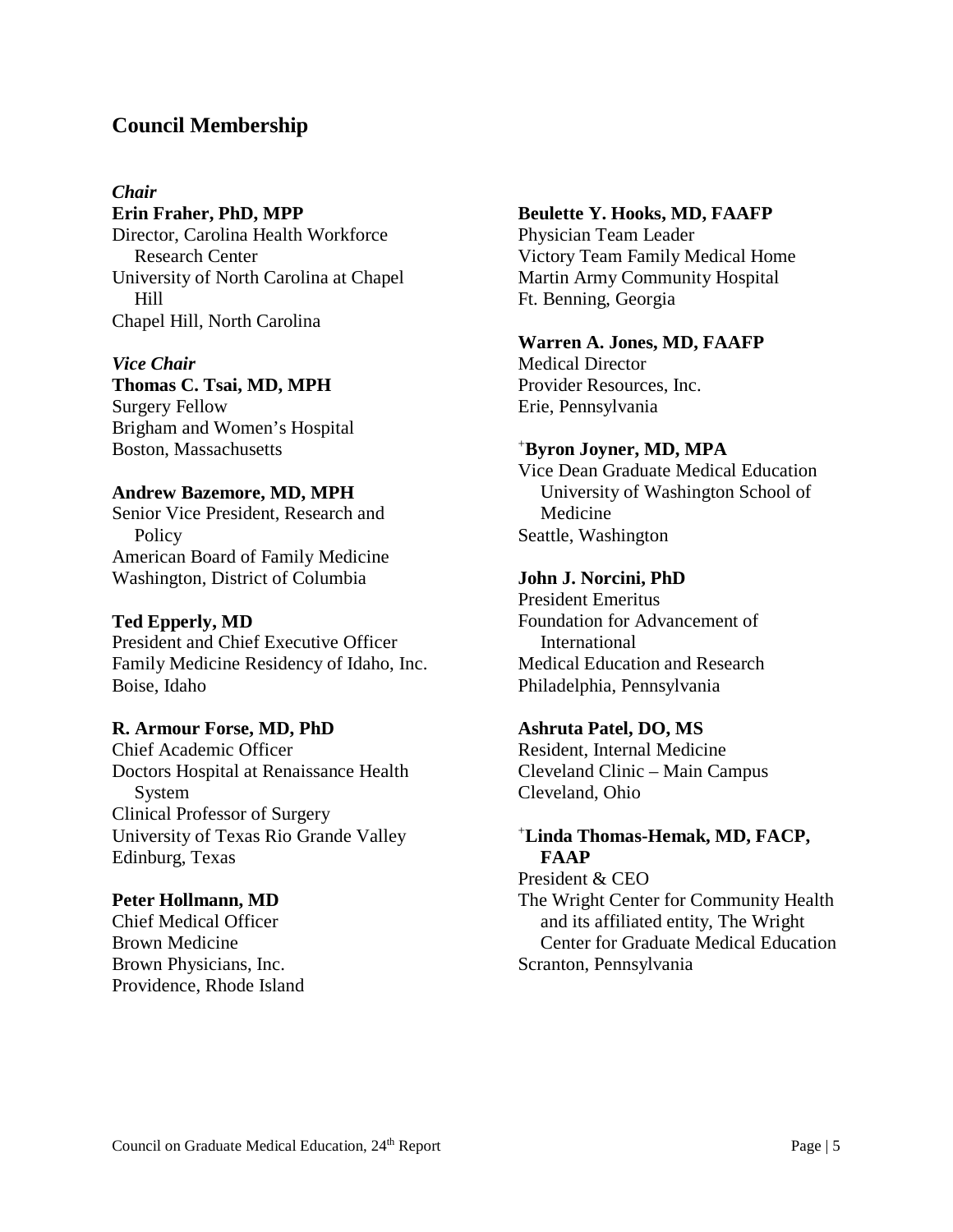## Council Membership

*Chair*
**Erin Fraher, PhD, MPP**
Director, Carolina Health Workforce Research Center
University of North Carolina at Chapel Hill
Chapel Hill, North Carolina

*Vice Chair*
**Thomas C. Tsai, MD, MPH**
Surgery Fellow
Brigham and Women's Hospital
Boston, Massachusetts

**Andrew Bazemore, MD, MPH**
Senior Vice President, Research and Policy
American Board of Family Medicine
Washington, District of Columbia

**Ted Epperly, MD**
President and Chief Executive Officer
Family Medicine Residency of Idaho, Inc.
Boise, Idaho

**R. Armour Forse, MD, PhD**
Chief Academic Officer
Doctors Hospital at Renaissance Health System
Clinical Professor of Surgery
University of Texas Rio Grande Valley
Edinburg, Texas

**Peter Hollmann, MD**
Chief Medical Officer
Brown Medicine
Brown Physicians, Inc.
Providence, Rhode Island

**Beulette Y. Hooks, MD, FAAFP**
Physician Team Leader
Victory Team Family Medical Home
Martin Army Community Hospital
Ft. Benning, Georgia

**Warren A. Jones, MD, FAAFP**
Medical Director
Provider Resources, Inc.
Erie, Pennsylvania

+**Byron Joyner, MD, MPA**
Vice Dean Graduate Medical Education
University of Washington School of Medicine
Seattle, Washington

**John J. Norcini, PhD**
President Emeritus
Foundation for Advancement of International
Medical Education and Research
Philadelphia, Pennsylvania

**Ashruta Patel, DO, MS**
Resident, Internal Medicine
Cleveland Clinic – Main Campus
Cleveland, Ohio

+**Linda Thomas-Hemak, MD, FACP, FAAP**
President & CEO
The Wright Center for Community Health and its affiliated entity, The Wright Center for Graduate Medical Education
Scranton, Pennsylvania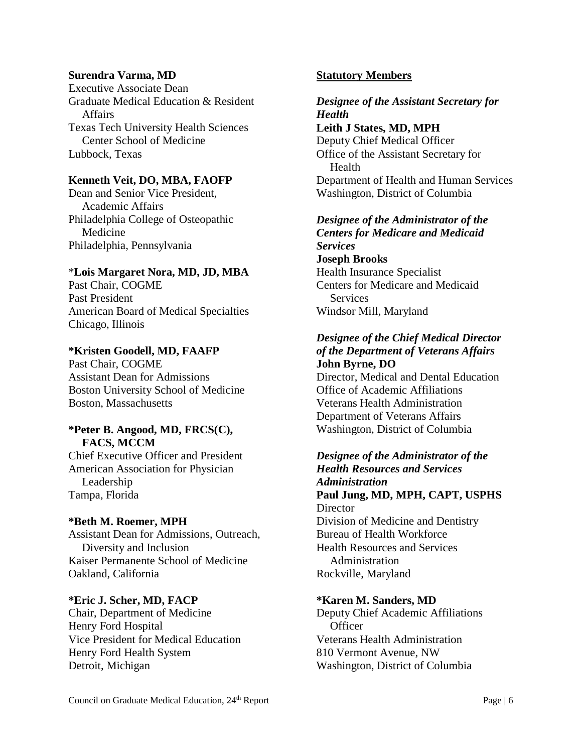**Surendra Varma, MD**
Executive Associate Dean
Graduate Medical Education & Resident Affairs
Texas Tech University Health Sciences Center School of Medicine
Lubbock, Texas

**Kenneth Veit, DO, MBA, FAOFP**
Dean and Senior Vice President, Academic Affairs
Philadelphia College of Osteopathic Medicine
Philadelphia, Pennsylvania

*__Lois Margaret Nora, MD, JD, MBA__
Past Chair, COGME
Past President
American Board of Medical Specialties
Chicago, Illinois

**\*Kristen Goodell, MD, FAAFP**
Past Chair, COGME
Assistant Dean for Admissions
Boston University School of Medicine
Boston, Massachusetts

**\*Peter B. Angood, MD, FRCS(C), FACS, MCCM**
Chief Executive Officer and President
American Association for Physician Leadership
Tampa, Florida

**\*Beth M. Roemer, MPH**
Assistant Dean for Admissions, Outreach, Diversity and Inclusion
Kaiser Permanente School of Medicine
Oakland, California

**\*Eric J. Scher, MD, FACP**
Chair, Department of Medicine
Henry Ford Hospital
Vice President for Medical Education
Henry Ford Health System
Detroit, Michigan

## Statutory Members

***Designee of the Assistant Secretary for Health***
**Leith J States, MD, MPH**
Deputy Chief Medical Officer
Office of the Assistant Secretary for Health
Department of Health and Human Services
Washington, District of Columbia

***Designee of the Administrator of the Centers for Medicare and Medicaid Services***
**Joseph Brooks**
Health Insurance Specialist
Centers for Medicare and Medicaid Services
Windsor Mill, Maryland

***Designee of the Chief Medical Director of the Department of Veterans Affairs***
**John Byrne, DO**
Director, Medical and Dental Education
Office of Academic Affiliations
Veterans Health Administration
Department of Veterans Affairs
Washington, District of Columbia

***Designee of the Administrator of the Health Resources and Services Administration***
**Paul Jung, MD, MPH, CAPT, USPHS**
Director
Division of Medicine and Dentistry
Bureau of Health Workforce
Health Resources and Services Administration
Rockville, Maryland

**\*Karen M. Sanders, MD**
Deputy Chief Academic Affiliations Officer
Veterans Health Administration
810 Vermont Avenue, NW
Washington, District of Columbia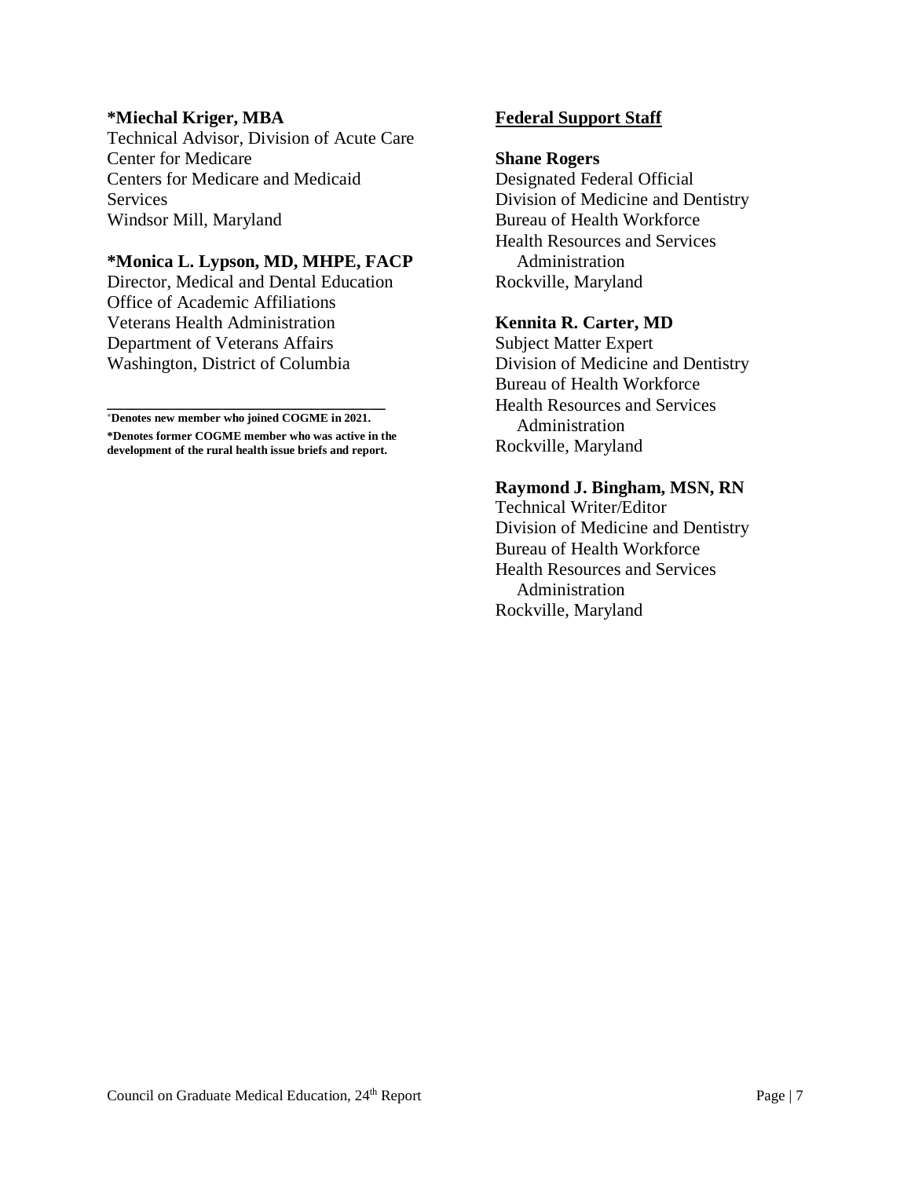**\*Miechal Kriger, MBA**
Technical Advisor, Division of Acute Care
Center for Medicare
Centers for Medicare and Medicaid Services
Windsor Mill, Maryland

**\*Monica L. Lypson, MD, MHPE, FACP**
Director, Medical and Dental Education
Office of Academic Affiliations
Veterans Health Administration
Department of Veterans Affairs
Washington, District of Columbia

---

**+Denotes new member who joined COGME in 2021.**

**\*Denotes former COGME member who was active in the development of the rural health issue briefs and report.**

**<u>Federal Support Staff</u>**

**Shane Rogers**
Designated Federal Official
Division of Medicine and Dentistry
Bureau of Health Workforce
Health Resources and Services Administration
Rockville, Maryland

**Kennita R. Carter, MD**
Subject Matter Expert
Division of Medicine and Dentistry
Bureau of Health Workforce
Health Resources and Services Administration
Rockville, Maryland

**Raymond J. Bingham, MSN, RN**
Technical Writer/Editor
Division of Medicine and Dentistry
Bureau of Health Workforce
Health Resources and Services Administration
Rockville, Maryland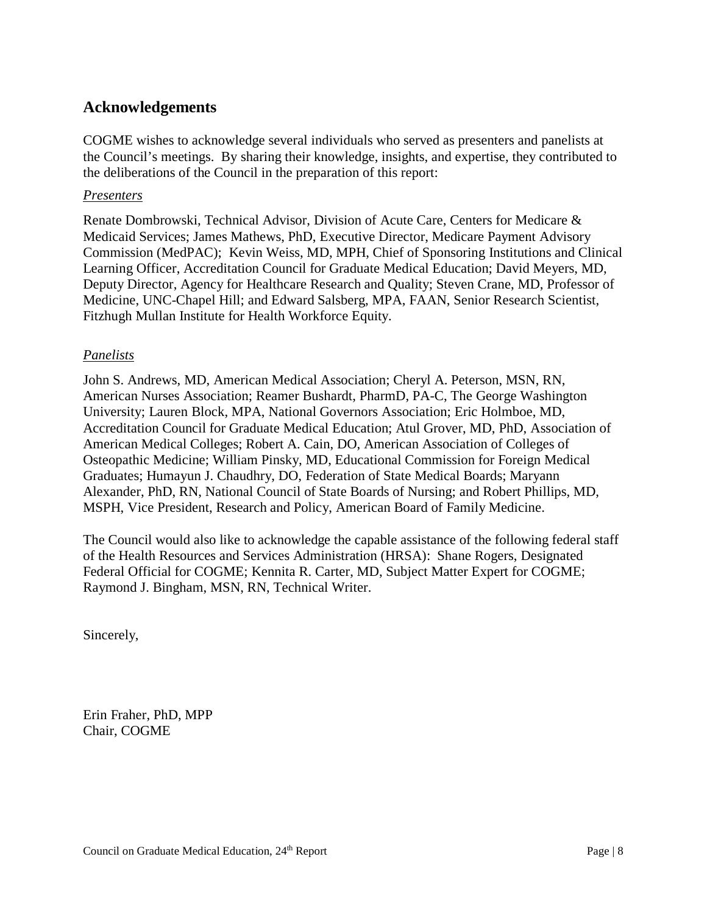## Acknowledgements

COGME wishes to acknowledge several individuals who served as presenters and panelists at the Council's meetings. By sharing their knowledge, insights, and expertise, they contributed to the deliberations of the Council in the preparation of this report:

*Presenters*

Renate Dombrowski, Technical Advisor, Division of Acute Care, Centers for Medicare & Medicaid Services; James Mathews, PhD, Executive Director, Medicare Payment Advisory Commission (MedPAC); Kevin Weiss, MD, MPH, Chief of Sponsoring Institutions and Clinical Learning Officer, Accreditation Council for Graduate Medical Education; David Meyers, MD, Deputy Director, Agency for Healthcare Research and Quality; Steven Crane, MD, Professor of Medicine, UNC-Chapel Hill; and Edward Salsberg, MPA, FAAN, Senior Research Scientist, Fitzhugh Mullan Institute for Health Workforce Equity.

*Panelists*

John S. Andrews, MD, American Medical Association; Cheryl A. Peterson, MSN, RN, American Nurses Association; Reamer Bushardt, PharmD, PA-C, The George Washington University; Lauren Block, MPA, National Governors Association; Eric Holmboe, MD, Accreditation Council for Graduate Medical Education; Atul Grover, MD, PhD, Association of American Medical Colleges; Robert A. Cain, DO, American Association of Colleges of Osteopathic Medicine; William Pinsky, MD, Educational Commission for Foreign Medical Graduates; Humayun J. Chaudhry, DO, Federation of State Medical Boards; Maryann Alexander, PhD, RN, National Council of State Boards of Nursing; and Robert Phillips, MD, MSPH, Vice President, Research and Policy, American Board of Family Medicine.

The Council would also like to acknowledge the capable assistance of the following federal staff of the Health Resources and Services Administration (HRSA): Shane Rogers, Designated Federal Official for COGME; Kennita R. Carter, MD, Subject Matter Expert for COGME; Raymond J. Bingham, MSN, RN, Technical Writer.

Sincerely,

Erin Fraher, PhD, MPP
Chair, COGME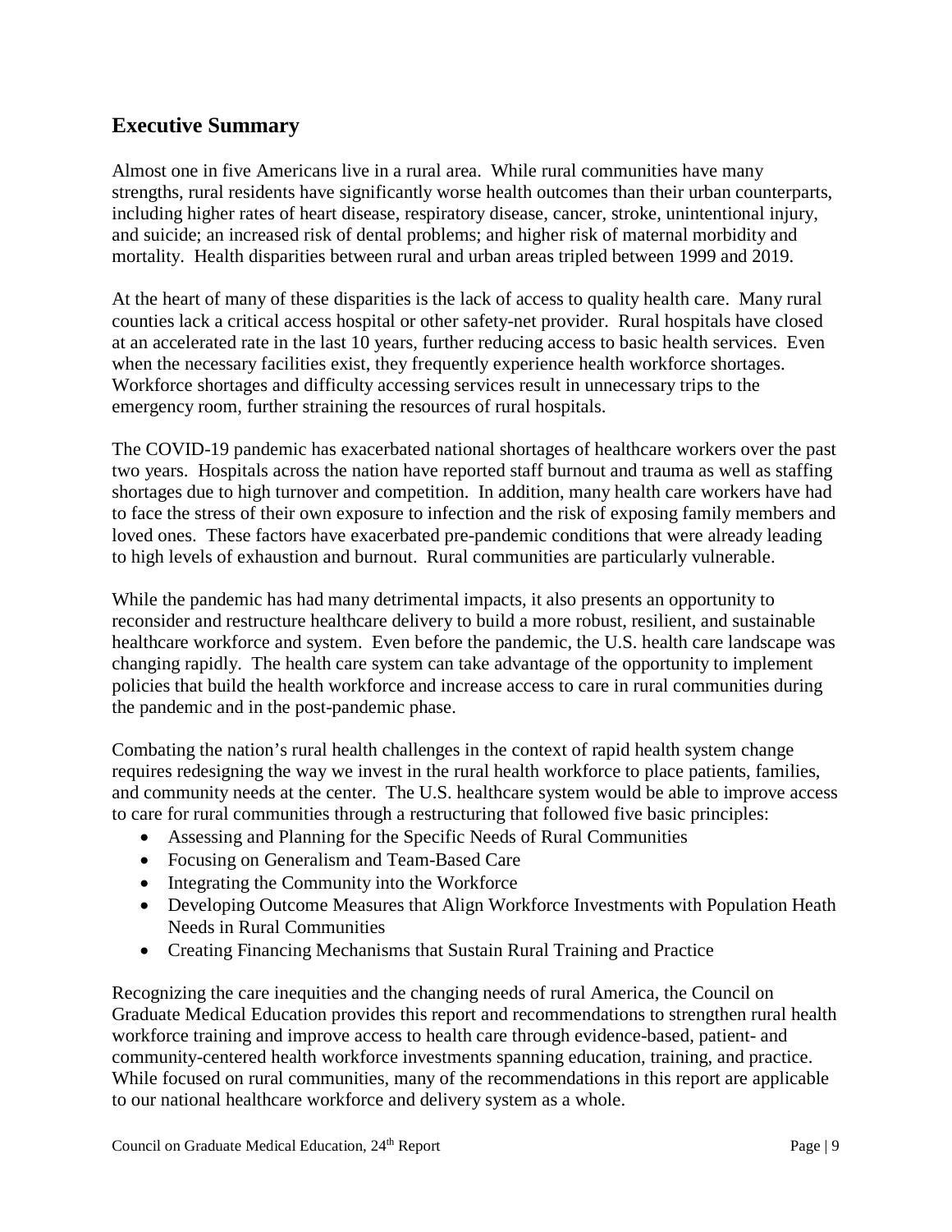## Executive Summary

Almost one in five Americans live in a rural area. While rural communities have many strengths, rural residents have significantly worse health outcomes than their urban counterparts, including higher rates of heart disease, respiratory disease, cancer, stroke, unintentional injury, and suicide; an increased risk of dental problems; and higher risk of maternal morbidity and mortality. Health disparities between rural and urban areas tripled between 1999 and 2019.

At the heart of many of these disparities is the lack of access to quality health care. Many rural counties lack a critical access hospital or other safety-net provider. Rural hospitals have closed at an accelerated rate in the last 10 years, further reducing access to basic health services. Even when the necessary facilities exist, they frequently experience health workforce shortages. Workforce shortages and difficulty accessing services result in unnecessary trips to the emergency room, further straining the resources of rural hospitals.

The COVID-19 pandemic has exacerbated national shortages of healthcare workers over the past two years. Hospitals across the nation have reported staff burnout and trauma as well as staffing shortages due to high turnover and competition. In addition, many health care workers have had to face the stress of their own exposure to infection and the risk of exposing family members and loved ones. These factors have exacerbated pre-pandemic conditions that were already leading to high levels of exhaustion and burnout. Rural communities are particularly vulnerable.

While the pandemic has had many detrimental impacts, it also presents an opportunity to reconsider and restructure healthcare delivery to build a more robust, resilient, and sustainable healthcare workforce and system. Even before the pandemic, the U.S. health care landscape was changing rapidly. The health care system can take advantage of the opportunity to implement policies that build the health workforce and increase access to care in rural communities during the pandemic and in the post-pandemic phase.

Combating the nation's rural health challenges in the context of rapid health system change requires redesigning the way we invest in the rural health workforce to place patients, families, and community needs at the center. The U.S. healthcare system would be able to improve access to care for rural communities through a restructuring that followed five basic principles:

- Assessing and Planning for the Specific Needs of Rural Communities
- Focusing on Generalism and Team-Based Care
- Integrating the Community into the Workforce
- Developing Outcome Measures that Align Workforce Investments with Population Heath Needs in Rural Communities
- Creating Financing Mechanisms that Sustain Rural Training and Practice

Recognizing the care inequities and the changing needs of rural America, the Council on Graduate Medical Education provides this report and recommendations to strengthen rural health workforce training and improve access to health care through evidence-based, patient- and community-centered health workforce investments spanning education, training, and practice. While focused on rural communities, many of the recommendations in this report are applicable to our national healthcare workforce and delivery system as a whole.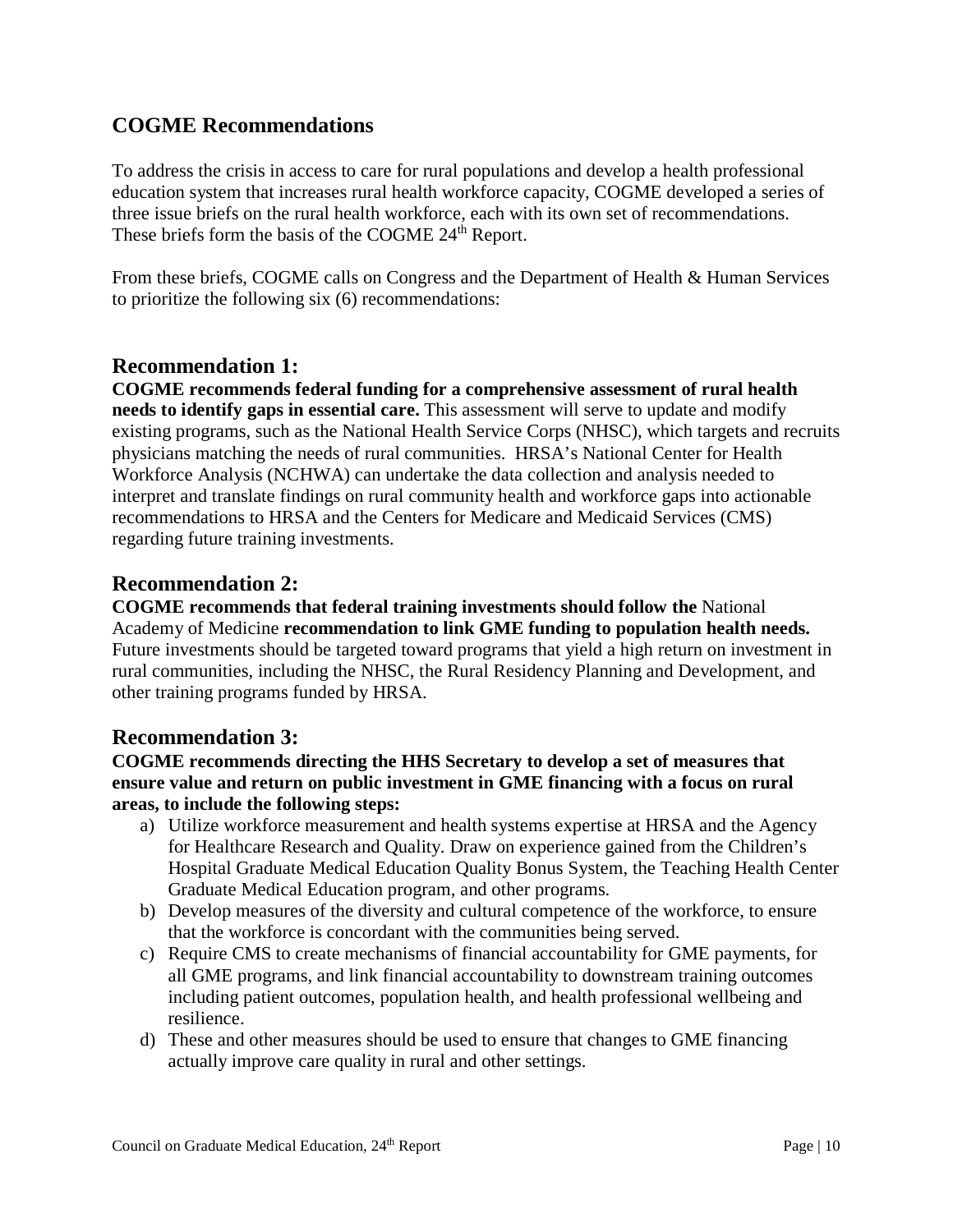## COGME Recommendations

To address the crisis in access to care for rural populations and develop a health professional education system that increases rural health workforce capacity, COGME developed a series of three issue briefs on the rural health workforce, each with its own set of recommendations. These briefs form the basis of the COGME 24th Report.

From these briefs, COGME calls on Congress and the Department of Health & Human Services to prioritize the following six (6) recommendations:

### Recommendation 1:

**COGME recommends federal funding for a comprehensive assessment of rural health needs to identify gaps in essential care.** This assessment will serve to update and modify existing programs, such as the National Health Service Corps (NHSC), which targets and recruits physicians matching the needs of rural communities. HRSA's National Center for Health Workforce Analysis (NCHWA) can undertake the data collection and analysis needed to interpret and translate findings on rural community health and workforce gaps into actionable recommendations to HRSA and the Centers for Medicare and Medicaid Services (CMS) regarding future training investments.

### Recommendation 2:

**COGME recommends that federal training investments should follow the** National Academy of Medicine **recommendation to link GME funding to population health needs.** Future investments should be targeted toward programs that yield a high return on investment in rural communities, including the NHSC, the Rural Residency Planning and Development, and other training programs funded by HRSA.

### Recommendation 3:

**COGME recommends directing the HHS Secretary to develop a set of measures that ensure value and return on public investment in GME financing with a focus on rural areas, to include the following steps:**

a) Utilize workforce measurement and health systems expertise at HRSA and the Agency for Healthcare Research and Quality. Draw on experience gained from the Children's Hospital Graduate Medical Education Quality Bonus System, the Teaching Health Center Graduate Medical Education program, and other programs.
b) Develop measures of the diversity and cultural competence of the workforce, to ensure that the workforce is concordant with the communities being served.
c) Require CMS to create mechanisms of financial accountability for GME payments, for all GME programs, and link financial accountability to downstream training outcomes including patient outcomes, population health, and health professional wellbeing and resilience.
d) These and other measures should be used to ensure that changes to GME financing actually improve care quality in rural and other settings.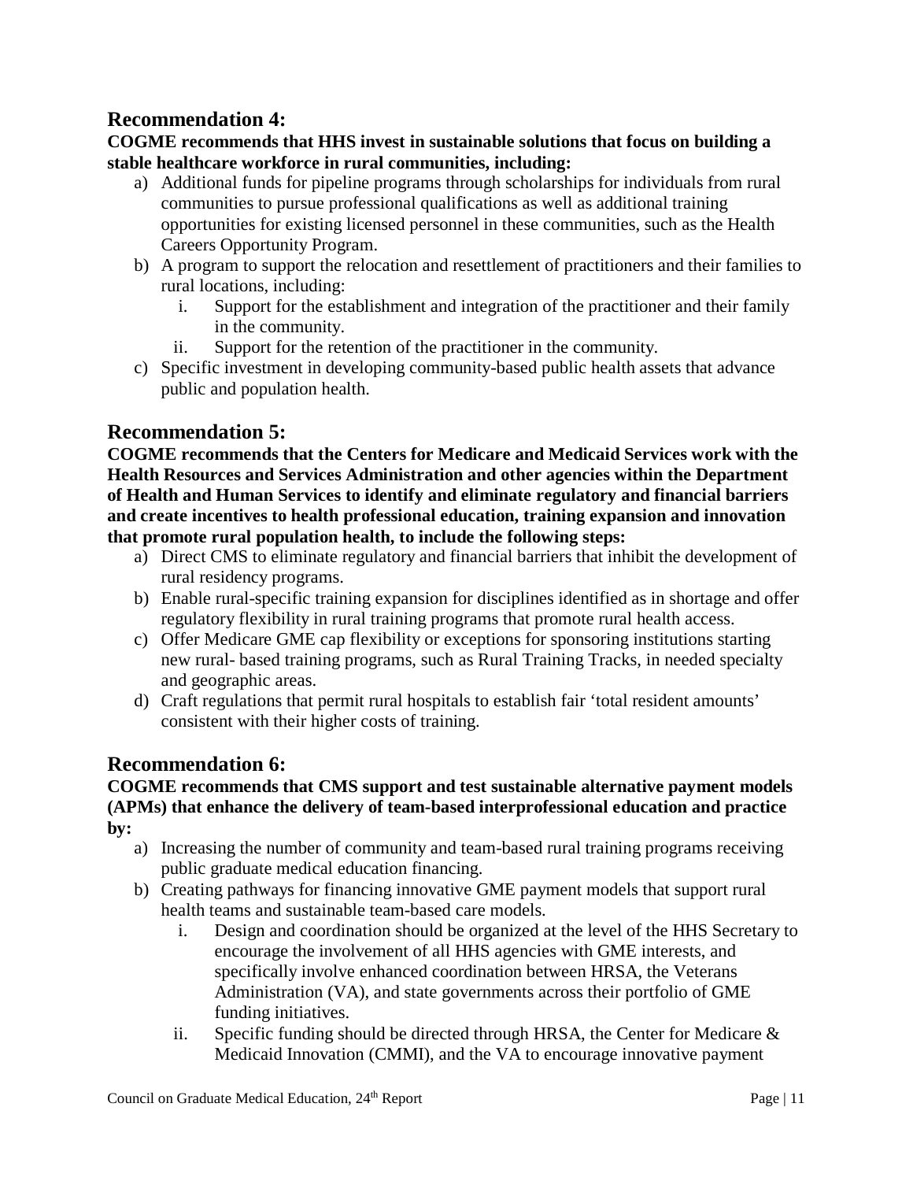## Recommendation 4:

**COGME recommends that HHS invest in sustainable solutions that focus on building a stable healthcare workforce in rural communities, including:**

a) Additional funds for pipeline programs through scholarships for individuals from rural communities to pursue professional qualifications as well as additional training opportunities for existing licensed personnel in these communities, such as the Health Careers Opportunity Program.
b) A program to support the relocation and resettlement of practitioners and their families to rural locations, including:
   i. Support for the establishment and integration of the practitioner and their family in the community.
   ii. Support for the retention of the practitioner in the community.
c) Specific investment in developing community-based public health assets that advance public and population health.

## Recommendation 5:

**COGME recommends that the Centers for Medicare and Medicaid Services work with the Health Resources and Services Administration and other agencies within the Department of Health and Human Services to identify and eliminate regulatory and financial barriers and create incentives to health professional education, training expansion and innovation that promote rural population health, to include the following steps:**

a) Direct CMS to eliminate regulatory and financial barriers that inhibit the development of rural residency programs.
b) Enable rural-specific training expansion for disciplines identified as in shortage and offer regulatory flexibility in rural training programs that promote rural health access.
c) Offer Medicare GME cap flexibility or exceptions for sponsoring institutions starting new rural- based training programs, such as Rural Training Tracks, in needed specialty and geographic areas.
d) Craft regulations that permit rural hospitals to establish fair 'total resident amounts' consistent with their higher costs of training.

## Recommendation 6:

**COGME recommends that CMS support and test sustainable alternative payment models (APMs) that enhance the delivery of team-based interprofessional education and practice by:**

a) Increasing the number of community and team-based rural training programs receiving public graduate medical education financing.
b) Creating pathways for financing innovative GME payment models that support rural health teams and sustainable team-based care models.
   i. Design and coordination should be organized at the level of the HHS Secretary to encourage the involvement of all HHS agencies with GME interests, and specifically involve enhanced coordination between HRSA, the Veterans Administration (VA), and state governments across their portfolio of GME funding initiatives.
   ii. Specific funding should be directed through HRSA, the Center for Medicare & Medicaid Innovation (CMMI), and the VA to encourage innovative payment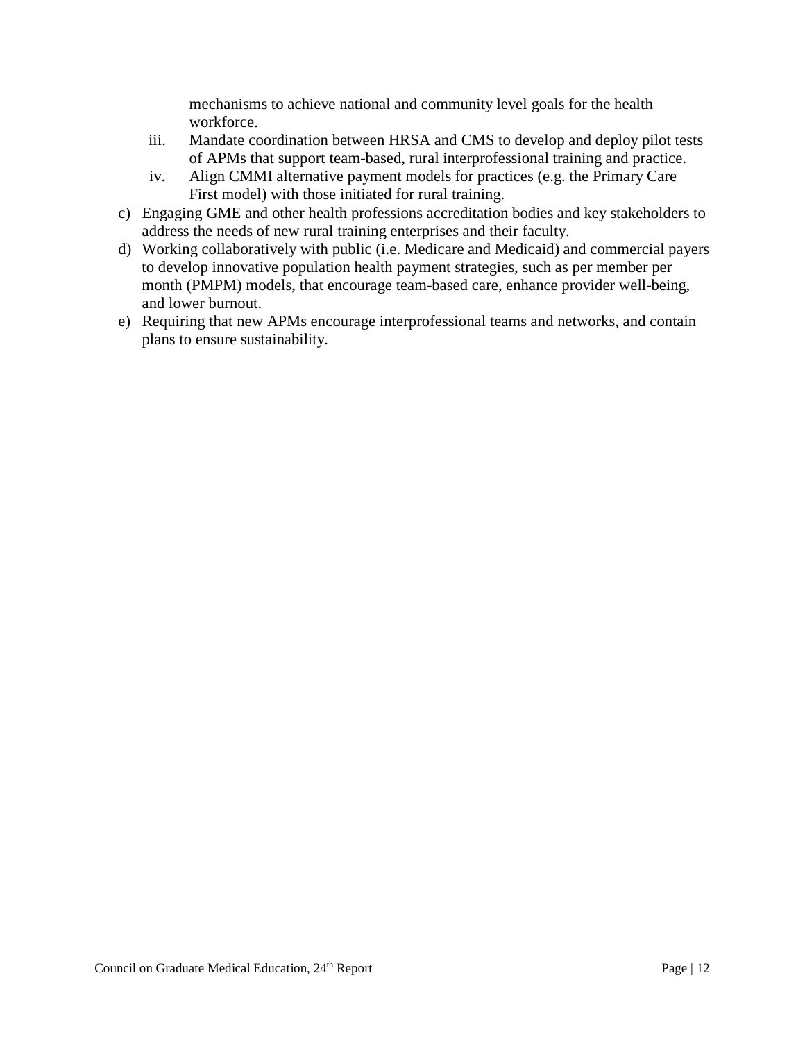mechanisms to achieve national and community level goals for the health workforce.

   iii. Mandate coordination between HRSA and CMS to develop and deploy pilot tests of APMs that support team-based, rural interprofessional training and practice.
   iv. Align CMMI alternative payment models for practices (e.g. the Primary Care First model) with those initiated for rural training.

c) Engaging GME and other health professions accreditation bodies and key stakeholders to address the needs of new rural training enterprises and their faculty.
d) Working collaboratively with public (i.e. Medicare and Medicaid) and commercial payers to develop innovative population health payment strategies, such as per member per month (PMPM) models, that encourage team-based care, enhance provider well-being, and lower burnout.
e) Requiring that new APMs encourage interprofessional teams and networks, and contain plans to ensure sustainability.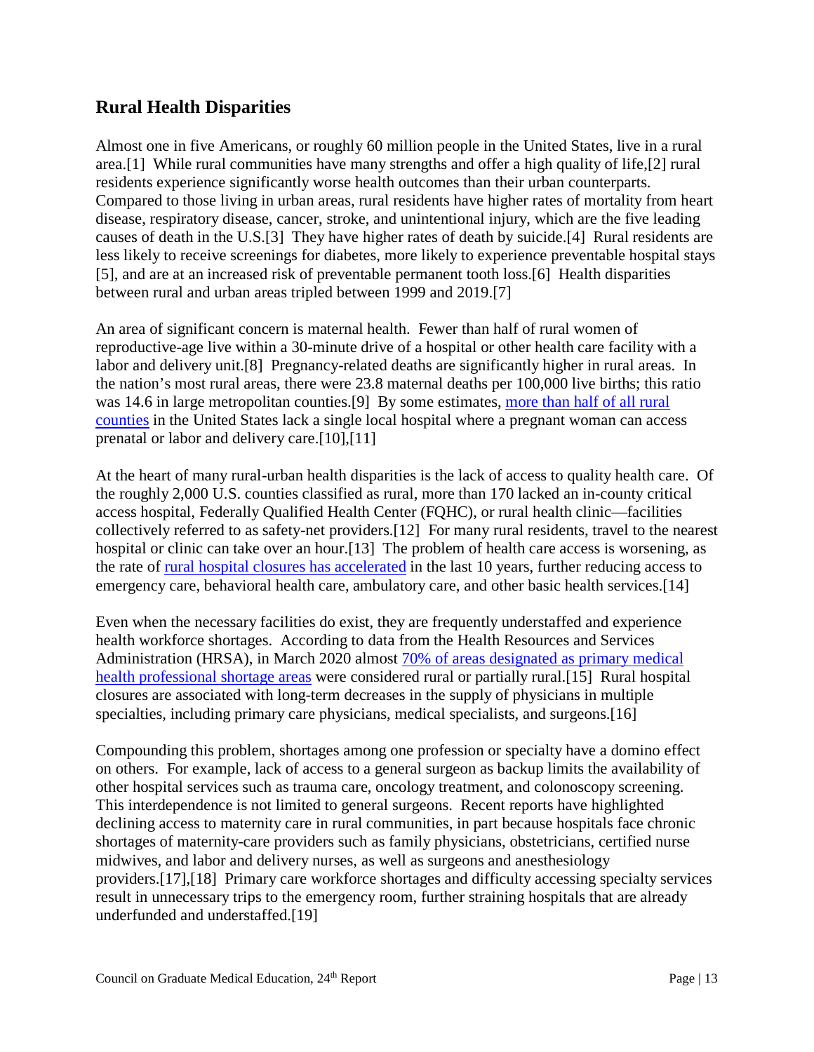## Rural Health Disparities

Almost one in five Americans, or roughly 60 million people in the United States, live in a rural area.[1] While rural communities have many strengths and offer a high quality of life,[2] rural residents experience significantly worse health outcomes than their urban counterparts. Compared to those living in urban areas, rural residents have higher rates of mortality from heart disease, respiratory disease, cancer, stroke, and unintentional injury, which are the five leading causes of death in the U.S.[3] They have higher rates of death by suicide.[4] Rural residents are less likely to receive screenings for diabetes, more likely to experience preventable hospital stays [5], and are at an increased risk of preventable permanent tooth loss.[6] Health disparities between rural and urban areas tripled between 1999 and 2019.[7]

An area of significant concern is maternal health. Fewer than half of rural women of reproductive-age live within a 30-minute drive of a hospital or other health care facility with a labor and delivery unit.[8] Pregnancy-related deaths are significantly higher in rural areas. In the nation's most rural areas, there were 23.8 maternal deaths per 100,000 live births; this ratio was 14.6 in large metropolitan counties.[9] By some estimates, more than half of all rural counties in the United States lack a single local hospital where a pregnant woman can access prenatal or labor and delivery care.[10],[11]

At the heart of many rural-urban health disparities is the lack of access to quality health care. Of the roughly 2,000 U.S. counties classified as rural, more than 170 lacked an in-county critical access hospital, Federally Qualified Health Center (FQHC), or rural health clinic—facilities collectively referred to as safety-net providers.[12] For many rural residents, travel to the nearest hospital or clinic can take over an hour.[13] The problem of health care access is worsening, as the rate of rural hospital closures has accelerated in the last 10 years, further reducing access to emergency care, behavioral health care, ambulatory care, and other basic health services.[14]

Even when the necessary facilities do exist, they are frequently understaffed and experience health workforce shortages. According to data from the Health Resources and Services Administration (HRSA), in March 2020 almost 70% of areas designated as primary medical health professional shortage areas were considered rural or partially rural.[15] Rural hospital closures are associated with long-term decreases in the supply of physicians in multiple specialties, including primary care physicians, medical specialists, and surgeons.[16]

Compounding this problem, shortages among one profession or specialty have a domino effect on others. For example, lack of access to a general surgeon as backup limits the availability of other hospital services such as trauma care, oncology treatment, and colonoscopy screening. This interdependence is not limited to general surgeons. Recent reports have highlighted declining access to maternity care in rural communities, in part because hospitals face chronic shortages of maternity-care providers such as family physicians, obstetricians, certified nurse midwives, and labor and delivery nurses, as well as surgeons and anesthesiology providers.[17],[18] Primary care workforce shortages and difficulty accessing specialty services result in unnecessary trips to the emergency room, further straining hospitals that are already underfunded and understaffed.[19]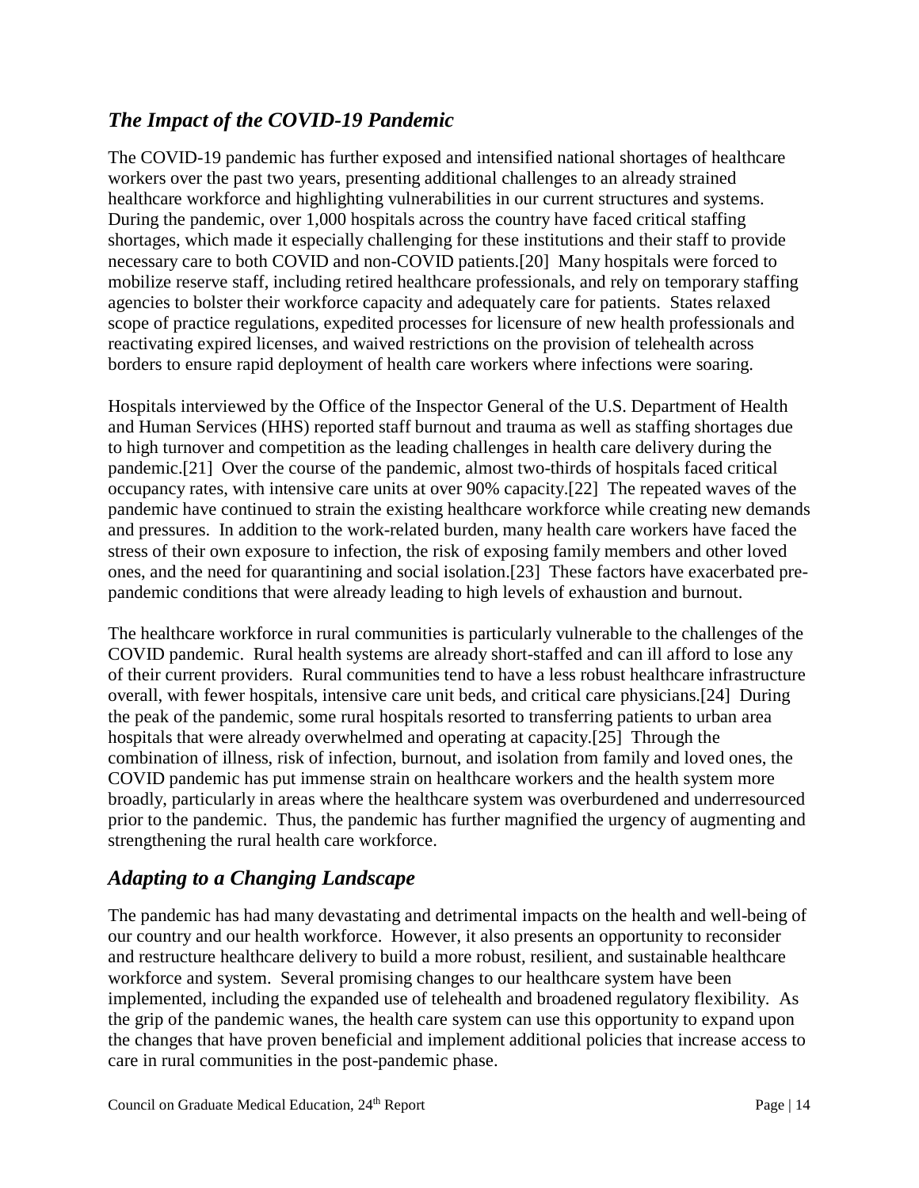## *The Impact of the COVID-19 Pandemic*

The COVID-19 pandemic has further exposed and intensified national shortages of healthcare workers over the past two years, presenting additional challenges to an already strained healthcare workforce and highlighting vulnerabilities in our current structures and systems. During the pandemic, over 1,000 hospitals across the country have faced critical staffing shortages, which made it especially challenging for these institutions and their staff to provide necessary care to both COVID and non-COVID patients.[20] Many hospitals were forced to mobilize reserve staff, including retired healthcare professionals, and rely on temporary staffing agencies to bolster their workforce capacity and adequately care for patients. States relaxed scope of practice regulations, expedited processes for licensure of new health professionals and reactivating expired licenses, and waived restrictions on the provision of telehealth across borders to ensure rapid deployment of health care workers where infections were soaring.

Hospitals interviewed by the Office of the Inspector General of the U.S. Department of Health and Human Services (HHS) reported staff burnout and trauma as well as staffing shortages due to high turnover and competition as the leading challenges in health care delivery during the pandemic.[21] Over the course of the pandemic, almost two-thirds of hospitals faced critical occupancy rates, with intensive care units at over 90% capacity.[22] The repeated waves of the pandemic have continued to strain the existing healthcare workforce while creating new demands and pressures. In addition to the work-related burden, many health care workers have faced the stress of their own exposure to infection, the risk of exposing family members and other loved ones, and the need for quarantining and social isolation.[23] These factors have exacerbated pre-pandemic conditions that were already leading to high levels of exhaustion and burnout.

The healthcare workforce in rural communities is particularly vulnerable to the challenges of the COVID pandemic. Rural health systems are already short-staffed and can ill afford to lose any of their current providers. Rural communities tend to have a less robust healthcare infrastructure overall, with fewer hospitals, intensive care unit beds, and critical care physicians.[24] During the peak of the pandemic, some rural hospitals resorted to transferring patients to urban area hospitals that were already overwhelmed and operating at capacity.[25] Through the combination of illness, risk of infection, burnout, and isolation from family and loved ones, the COVID pandemic has put immense strain on healthcare workers and the health system more broadly, particularly in areas where the healthcare system was overburdened and underresourced prior to the pandemic. Thus, the pandemic has further magnified the urgency of augmenting and strengthening the rural health care workforce.

## *Adapting to a Changing Landscape*

The pandemic has had many devastating and detrimental impacts on the health and well-being of our country and our health workforce. However, it also presents an opportunity to reconsider and restructure healthcare delivery to build a more robust, resilient, and sustainable healthcare workforce and system. Several promising changes to our healthcare system have been implemented, including the expanded use of telehealth and broadened regulatory flexibility. As the grip of the pandemic wanes, the health care system can use this opportunity to expand upon the changes that have proven beneficial and implement additional policies that increase access to care in rural communities in the post-pandemic phase.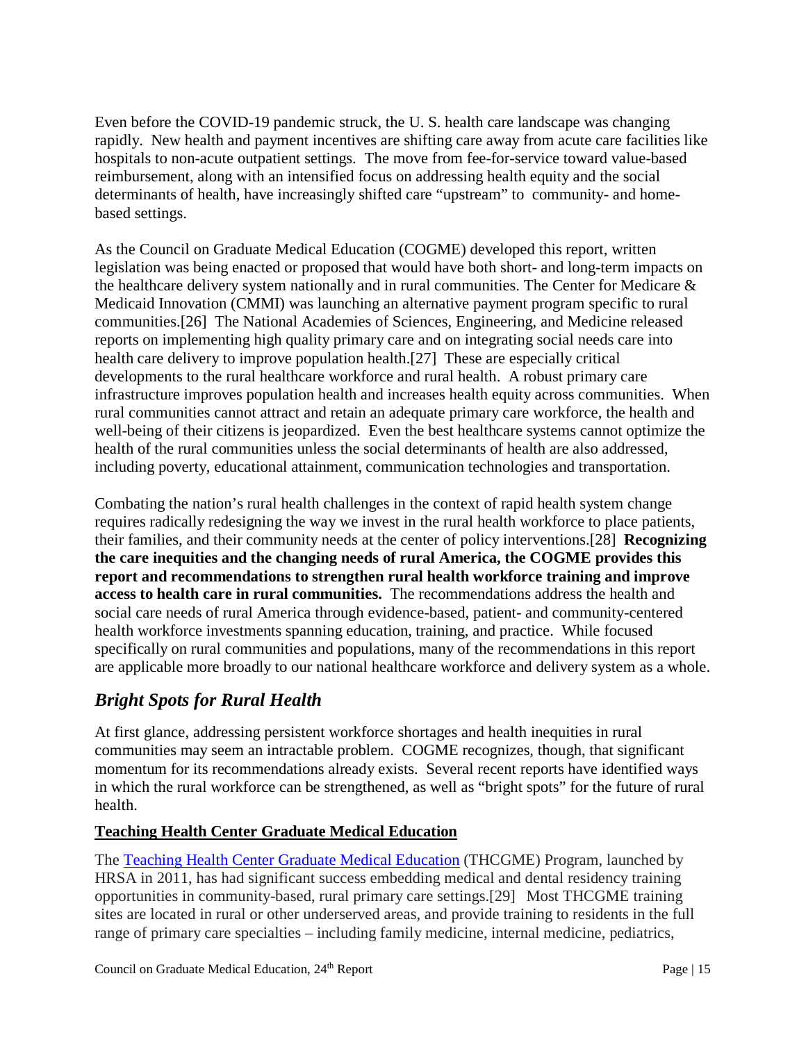Even before the COVID-19 pandemic struck, the U. S. health care landscape was changing rapidly. New health and payment incentives are shifting care away from acute care facilities like hospitals to non-acute outpatient settings. The move from fee-for-service toward value-based reimbursement, along with an intensified focus on addressing health equity and the social determinants of health, have increasingly shifted care "upstream" to community- and home-based settings.

As the Council on Graduate Medical Education (COGME) developed this report, written legislation was being enacted or proposed that would have both short- and long-term impacts on the healthcare delivery system nationally and in rural communities. The Center for Medicare & Medicaid Innovation (CMMI) was launching an alternative payment program specific to rural communities.[26] The National Academies of Sciences, Engineering, and Medicine released reports on implementing high quality primary care and on integrating social needs care into health care delivery to improve population health.[27] These are especially critical developments to the rural healthcare workforce and rural health. A robust primary care infrastructure improves population health and increases health equity across communities. When rural communities cannot attract and retain an adequate primary care workforce, the health and well-being of their citizens is jeopardized. Even the best healthcare systems cannot optimize the health of the rural communities unless the social determinants of health are also addressed, including poverty, educational attainment, communication technologies and transportation.

Combating the nation's rural health challenges in the context of rapid health system change requires radically redesigning the way we invest in the rural health workforce to place patients, their families, and their community needs at the center of policy interventions.[28] **Recognizing the care inequities and the changing needs of rural America, the COGME provides this report and recommendations to strengthen rural health workforce training and improve access to health care in rural communities.** The recommendations address the health and social care needs of rural America through evidence-based, patient- and community-centered health workforce investments spanning education, training, and practice. While focused specifically on rural communities and populations, many of the recommendations in this report are applicable more broadly to our national healthcare workforce and delivery system as a whole.

## *Bright Spots for Rural Health*

At first glance, addressing persistent workforce shortages and health inequities in rural communities may seem an intractable problem. COGME recognizes, though, that significant momentum for its recommendations already exists. Several recent reports have identified ways in which the rural workforce can be strengthened, as well as "bright spots" for the future of rural health.

### Teaching Health Center Graduate Medical Education

The Teaching Health Center Graduate Medical Education (THCGME) Program, launched by HRSA in 2011, has had significant success embedding medical and dental residency training opportunities in community-based, rural primary care settings.[29] Most THCGME training sites are located in rural or other underserved areas, and provide training to residents in the full range of primary care specialties – including family medicine, internal medicine, pediatrics,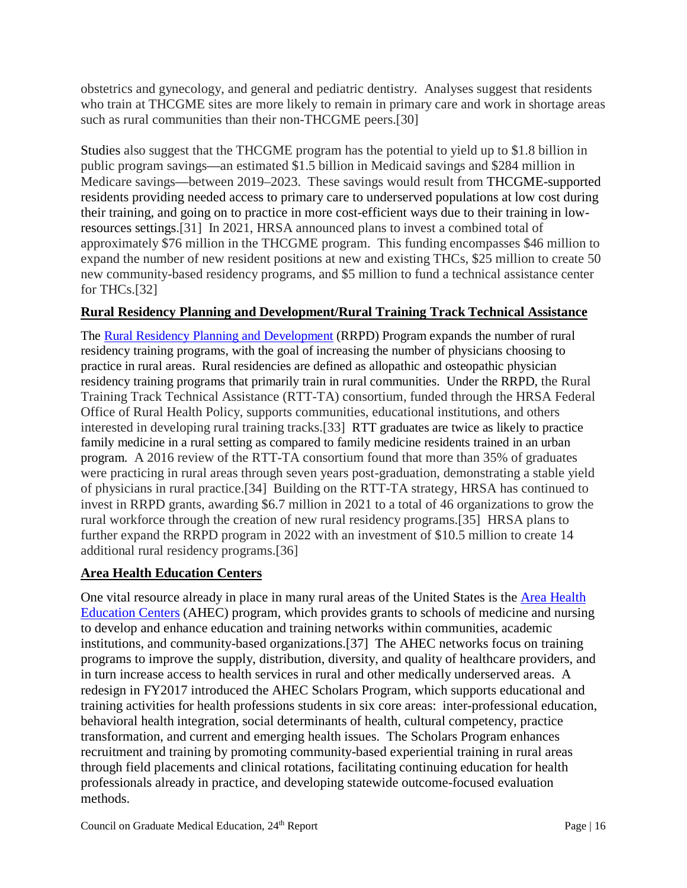obstetrics and gynecology, and general and pediatric dentistry. Analyses suggest that residents who train at THCGME sites are more likely to remain in primary care and work in shortage areas such as rural communities than their non-THCGME peers.[30]

Studies also suggest that the THCGME program has the potential to yield up to $1.8 billion in public program savings—an estimated $1.5 billion in Medicaid savings and $284 million in Medicare savings—between 2019–2023. These savings would result from THCGME-supported residents providing needed access to primary care to underserved populations at low cost during their training, and going on to practice in more cost-efficient ways due to their training in low-resources settings.[31] In 2021, HRSA announced plans to invest a combined total of approximately $76 million in the THCGME program. This funding encompasses $46 million to expand the number of new resident positions at new and existing THCs, $25 million to create 50 new community-based residency programs, and $5 million to fund a technical assistance center for THCs.[32]

## Rural Residency Planning and Development/Rural Training Track Technical Assistance

The Rural Residency Planning and Development (RRPD) Program expands the number of rural residency training programs, with the goal of increasing the number of physicians choosing to practice in rural areas. Rural residencies are defined as allopathic and osteopathic physician residency training programs that primarily train in rural communities. Under the RRPD, the Rural Training Track Technical Assistance (RTT-TA) consortium, funded through the HRSA Federal Office of Rural Health Policy, supports communities, educational institutions, and others interested in developing rural training tracks.[33] RTT graduates are twice as likely to practice family medicine in a rural setting as compared to family medicine residents trained in an urban program. A 2016 review of the RTT-TA consortium found that more than 35% of graduates were practicing in rural areas through seven years post-graduation, demonstrating a stable yield of physicians in rural practice.[34] Building on the RTT-TA strategy, HRSA has continued to invest in RRPD grants, awarding $6.7 million in 2021 to a total of 46 organizations to grow the rural workforce through the creation of new rural residency programs.[35] HRSA plans to further expand the RRPD program in 2022 with an investment of $10.5 million to create 14 additional rural residency programs.[36]

## Area Health Education Centers

One vital resource already in place in many rural areas of the United States is the Area Health Education Centers (AHEC) program, which provides grants to schools of medicine and nursing to develop and enhance education and training networks within communities, academic institutions, and community-based organizations.[37] The AHEC networks focus on training programs to improve the supply, distribution, diversity, and quality of healthcare providers, and in turn increase access to health services in rural and other medically underserved areas. A redesign in FY2017 introduced the AHEC Scholars Program, which supports educational and training activities for health professions students in six core areas: inter-professional education, behavioral health integration, social determinants of health, cultural competency, practice transformation, and current and emerging health issues. The Scholars Program enhances recruitment and training by promoting community-based experiential training in rural areas through field placements and clinical rotations, facilitating continuing education for health professionals already in practice, and developing statewide outcome-focused evaluation methods.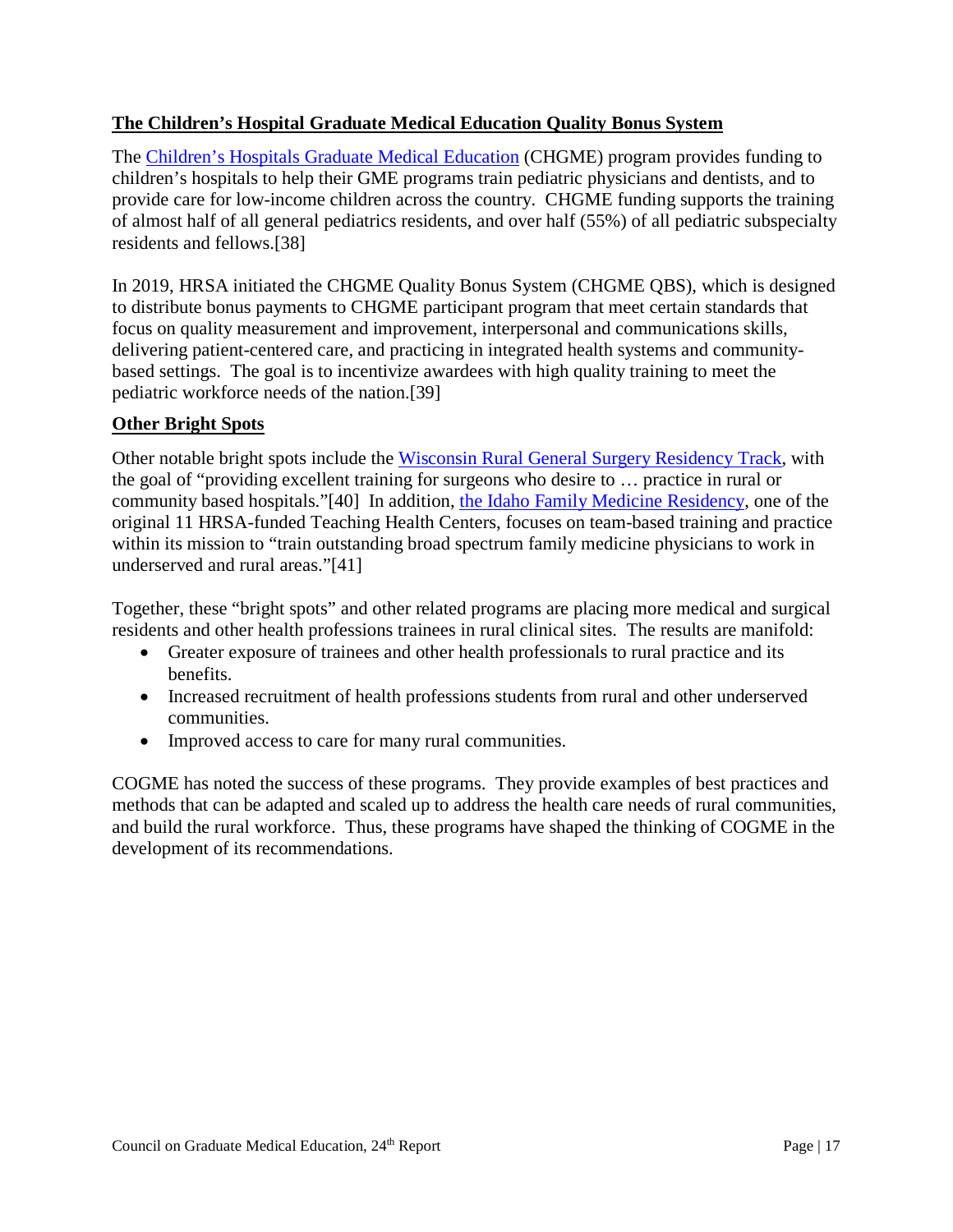## The Children's Hospital Graduate Medical Education Quality Bonus System

The Children's Hospitals Graduate Medical Education (CHGME) program provides funding to children's hospitals to help their GME programs train pediatric physicians and dentists, and to provide care for low-income children across the country. CHGME funding supports the training of almost half of all general pediatrics residents, and over half (55%) of all pediatric subspecialty residents and fellows.[38]

In 2019, HRSA initiated the CHGME Quality Bonus System (CHGME QBS), which is designed to distribute bonus payments to CHGME participant program that meet certain standards that focus on quality measurement and improvement, interpersonal and communications skills, delivering patient-centered care, and practicing in integrated health systems and community-based settings. The goal is to incentivize awardees with high quality training to meet the pediatric workforce needs of the nation.[39]

## Other Bright Spots

Other notable bright spots include the Wisconsin Rural General Surgery Residency Track, with the goal of "providing excellent training for surgeons who desire to … practice in rural or community based hospitals."[40] In addition, the Idaho Family Medicine Residency, one of the original 11 HRSA-funded Teaching Health Centers, focuses on team-based training and practice within its mission to "train outstanding broad spectrum family medicine physicians to work in underserved and rural areas."[41]

Together, these "bright spots" and other related programs are placing more medical and surgical residents and other health professions trainees in rural clinical sites. The results are manifold:

- Greater exposure of trainees and other health professionals to rural practice and its benefits.
- Increased recruitment of health professions students from rural and other underserved communities.
- Improved access to care for many rural communities.

COGME has noted the success of these programs. They provide examples of best practices and methods that can be adapted and scaled up to address the health care needs of rural communities, and build the rural workforce. Thus, these programs have shaped the thinking of COGME in the development of its recommendations.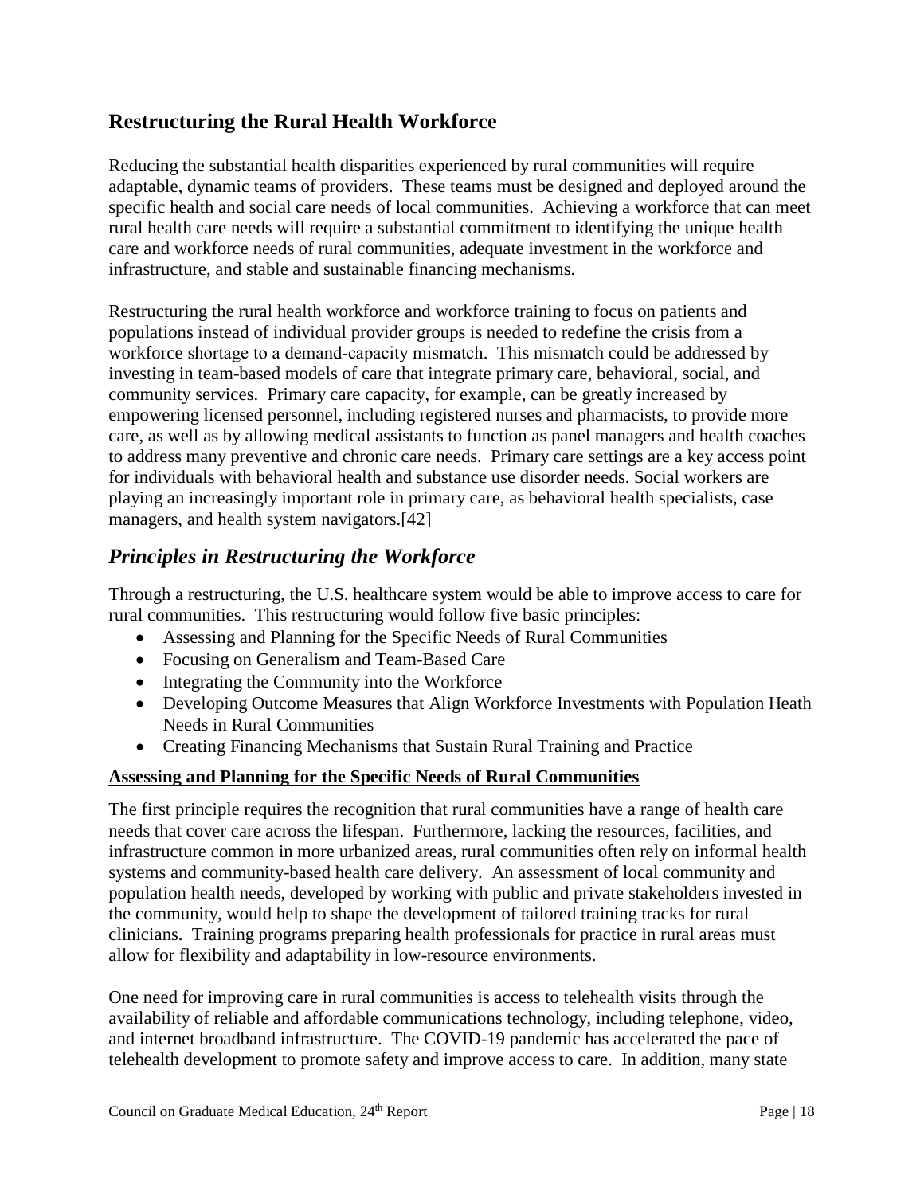## Restructuring the Rural Health Workforce

Reducing the substantial health disparities experienced by rural communities will require adaptable, dynamic teams of providers. These teams must be designed and deployed around the specific health and social care needs of local communities. Achieving a workforce that can meet rural health care needs will require a substantial commitment to identifying the unique health care and workforce needs of rural communities, adequate investment in the workforce and infrastructure, and stable and sustainable financing mechanisms.

Restructuring the rural health workforce and workforce training to focus on patients and populations instead of individual provider groups is needed to redefine the crisis from a workforce shortage to a demand-capacity mismatch. This mismatch could be addressed by investing in team-based models of care that integrate primary care, behavioral, social, and community services. Primary care capacity, for example, can be greatly increased by empowering licensed personnel, including registered nurses and pharmacists, to provide more care, as well as by allowing medical assistants to function as panel managers and health coaches to address many preventive and chronic care needs. Primary care settings are a key access point for individuals with behavioral health and substance use disorder needs. Social workers are playing an increasingly important role in primary care, as behavioral health specialists, case managers, and health system navigators.[42]

### *Principles in Restructuring the Workforce*

Through a restructuring, the U.S. healthcare system would be able to improve access to care for rural communities. This restructuring would follow five basic principles:

- Assessing and Planning for the Specific Needs of Rural Communities
- Focusing on Generalism and Team-Based Care
- Integrating the Community into the Workforce
- Developing Outcome Measures that Align Workforce Investments with Population Heath Needs in Rural Communities
- Creating Financing Mechanisms that Sustain Rural Training and Practice

**Assessing and Planning for the Specific Needs of Rural Communities**

The first principle requires the recognition that rural communities have a range of health care needs that cover care across the lifespan. Furthermore, lacking the resources, facilities, and infrastructure common in more urbanized areas, rural communities often rely on informal health systems and community-based health care delivery. An assessment of local community and population health needs, developed by working with public and private stakeholders invested in the community, would help to shape the development of tailored training tracks for rural clinicians. Training programs preparing health professionals for practice in rural areas must allow for flexibility and adaptability in low-resource environments.

One need for improving care in rural communities is access to telehealth visits through the availability of reliable and affordable communications technology, including telephone, video, and internet broadband infrastructure. The COVID-19 pandemic has accelerated the pace of telehealth development to promote safety and improve access to care. In addition, many state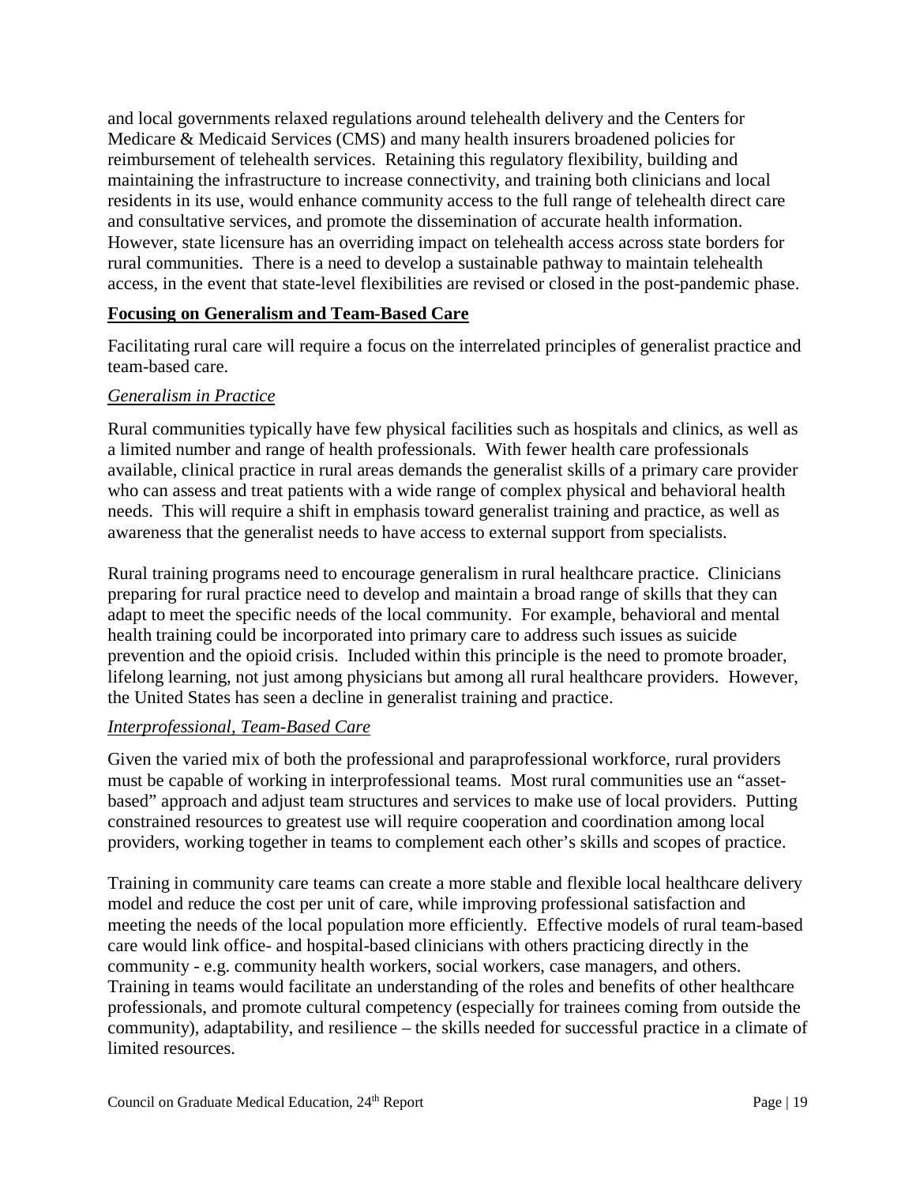and local governments relaxed regulations around telehealth delivery and the Centers for Medicare & Medicaid Services (CMS) and many health insurers broadened policies for reimbursement of telehealth services. Retaining this regulatory flexibility, building and maintaining the infrastructure to increase connectivity, and training both clinicians and local residents in its use, would enhance community access to the full range of telehealth direct care and consultative services, and promote the dissemination of accurate health information. However, state licensure has an overriding impact on telehealth access across state borders for rural communities. There is a need to develop a sustainable pathway to maintain telehealth access, in the event that state-level flexibilities are revised or closed in the post-pandemic phase.

## Focusing on Generalism and Team-Based Care

Facilitating rural care will require a focus on the interrelated principles of generalist practice and team-based care.

### *Generalism in Practice*

Rural communities typically have few physical facilities such as hospitals and clinics, as well as a limited number and range of health professionals. With fewer health care professionals available, clinical practice in rural areas demands the generalist skills of a primary care provider who can assess and treat patients with a wide range of complex physical and behavioral health needs. This will require a shift in emphasis toward generalist training and practice, as well as awareness that the generalist needs to have access to external support from specialists.

Rural training programs need to encourage generalism in rural healthcare practice. Clinicians preparing for rural practice need to develop and maintain a broad range of skills that they can adapt to meet the specific needs of the local community. For example, behavioral and mental health training could be incorporated into primary care to address such issues as suicide prevention and the opioid crisis. Included within this principle is the need to promote broader, lifelong learning, not just among physicians but among all rural healthcare providers. However, the United States has seen a decline in generalist training and practice.

### *Interprofessional, Team-Based Care*

Given the varied mix of both the professional and paraprofessional workforce, rural providers must be capable of working in interprofessional teams. Most rural communities use an "asset-based" approach and adjust team structures and services to make use of local providers. Putting constrained resources to greatest use will require cooperation and coordination among local providers, working together in teams to complement each other's skills and scopes of practice.

Training in community care teams can create a more stable and flexible local healthcare delivery model and reduce the cost per unit of care, while improving professional satisfaction and meeting the needs of the local population more efficiently. Effective models of rural team-based care would link office- and hospital-based clinicians with others practicing directly in the community - e.g. community health workers, social workers, case managers, and others. Training in teams would facilitate an understanding of the roles and benefits of other healthcare professionals, and promote cultural competency (especially for trainees coming from outside the community), adaptability, and resilience – the skills needed for successful practice in a climate of limited resources.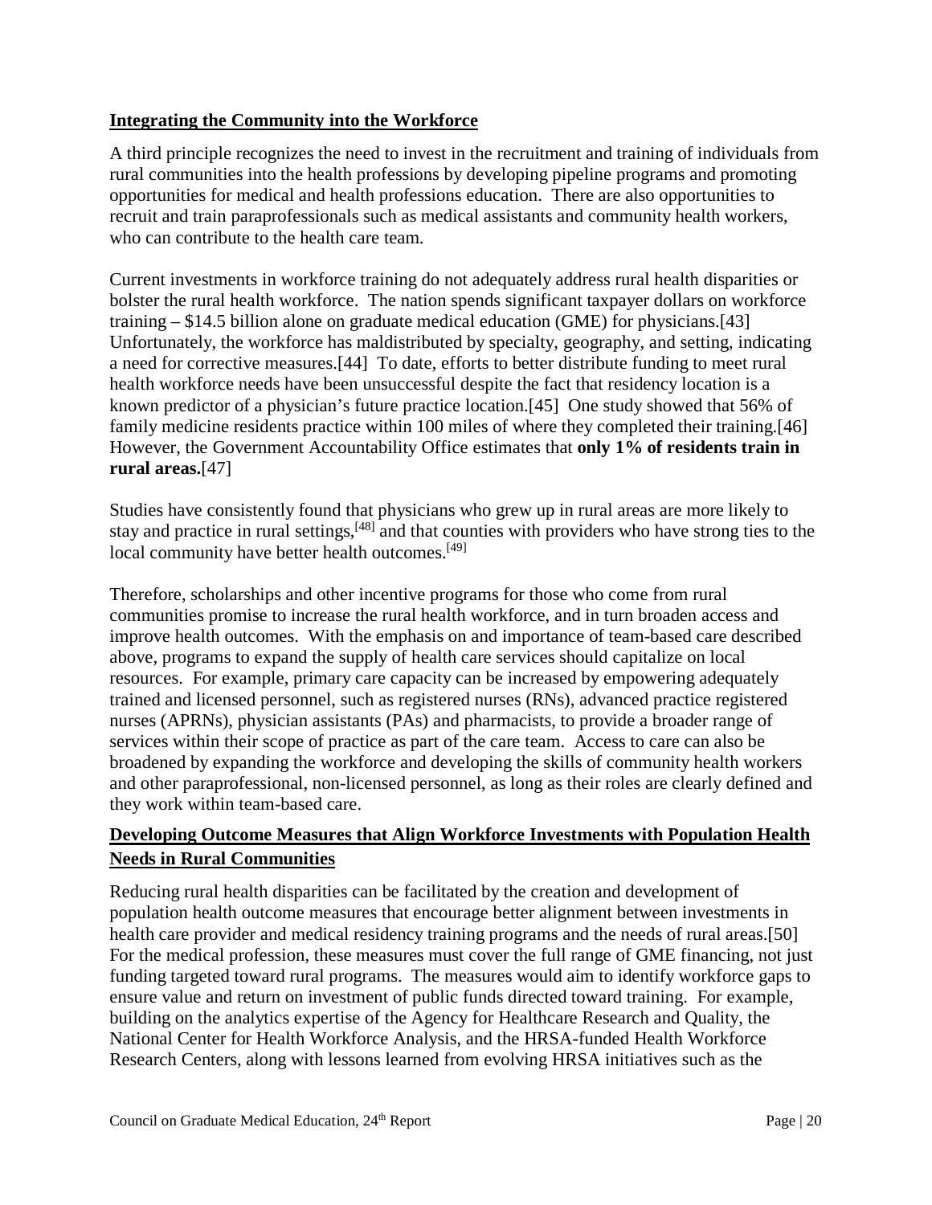## Integrating the Community into the Workforce

A third principle recognizes the need to invest in the recruitment and training of individuals from rural communities into the health professions by developing pipeline programs and promoting opportunities for medical and health professions education. There are also opportunities to recruit and train paraprofessionals such as medical assistants and community health workers, who can contribute to the health care team.

Current investments in workforce training do not adequately address rural health disparities or bolster the rural health workforce. The nation spends significant taxpayer dollars on workforce training – $14.5 billion alone on graduate medical education (GME) for physicians.[43] Unfortunately, the workforce has maldistributed by specialty, geography, and setting, indicating a need for corrective measures.[44] To date, efforts to better distribute funding to meet rural health workforce needs have been unsuccessful despite the fact that residency location is a known predictor of a physician's future practice location.[45] One study showed that 56% of family medicine residents practice within 100 miles of where they completed their training.[46] However, the Government Accountability Office estimates that **only 1% of residents train in rural areas.**[47]

Studies have consistently found that physicians who grew up in rural areas are more likely to stay and practice in rural settings,[48] and that counties with providers who have strong ties to the local community have better health outcomes.[49]

Therefore, scholarships and other incentive programs for those who come from rural communities promise to increase the rural health workforce, and in turn broaden access and improve health outcomes. With the emphasis on and importance of team-based care described above, programs to expand the supply of health care services should capitalize on local resources. For example, primary care capacity can be increased by empowering adequately trained and licensed personnel, such as registered nurses (RNs), advanced practice registered nurses (APRNs), physician assistants (PAs) and pharmacists, to provide a broader range of services within their scope of practice as part of the care team. Access to care can also be broadened by expanding the workforce and developing the skills of community health workers and other paraprofessional, non-licensed personnel, as long as their roles are clearly defined and they work within team-based care.

## Developing Outcome Measures that Align Workforce Investments with Population Health Needs in Rural Communities

Reducing rural health disparities can be facilitated by the creation and development of population health outcome measures that encourage better alignment between investments in health care provider and medical residency training programs and the needs of rural areas.[50] For the medical profession, these measures must cover the full range of GME financing, not just funding targeted toward rural programs. The measures would aim to identify workforce gaps to ensure value and return on investment of public funds directed toward training. For example, building on the analytics expertise of the Agency for Healthcare Research and Quality, the National Center for Health Workforce Analysis, and the HRSA-funded Health Workforce Research Centers, along with lessons learned from evolving HRSA initiatives such as the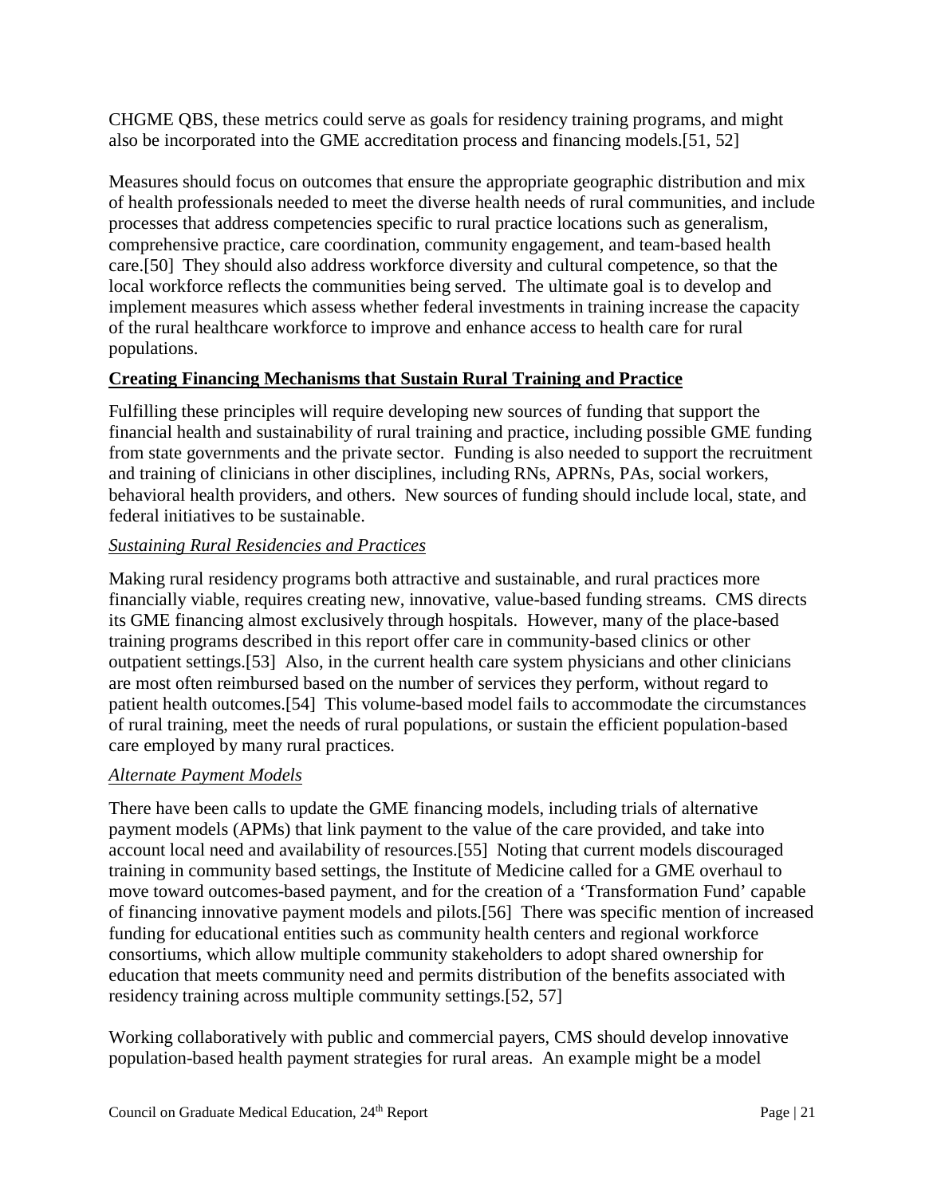CHGME QBS, these metrics could serve as goals for residency training programs, and might also be incorporated into the GME accreditation process and financing models.[51, 52]

Measures should focus on outcomes that ensure the appropriate geographic distribution and mix of health professionals needed to meet the diverse health needs of rural communities, and include processes that address competencies specific to rural practice locations such as generalism, comprehensive practice, care coordination, community engagement, and team-based health care.[50] They should also address workforce diversity and cultural competence, so that the local workforce reflects the communities being served. The ultimate goal is to develop and implement measures which assess whether federal investments in training increase the capacity of the rural healthcare workforce to improve and enhance access to health care for rural populations.

## Creating Financing Mechanisms that Sustain Rural Training and Practice

Fulfilling these principles will require developing new sources of funding that support the financial health and sustainability of rural training and practice, including possible GME funding from state governments and the private sector. Funding is also needed to support the recruitment and training of clinicians in other disciplines, including RNs, APRNs, PAs, social workers, behavioral health providers, and others. New sources of funding should include local, state, and federal initiatives to be sustainable.

### *Sustaining Rural Residencies and Practices*

Making rural residency programs both attractive and sustainable, and rural practices more financially viable, requires creating new, innovative, value-based funding streams. CMS directs its GME financing almost exclusively through hospitals. However, many of the place-based training programs described in this report offer care in community-based clinics or other outpatient settings.[53] Also, in the current health care system physicians and other clinicians are most often reimbursed based on the number of services they perform, without regard to patient health outcomes.[54] This volume-based model fails to accommodate the circumstances of rural training, meet the needs of rural populations, or sustain the efficient population-based care employed by many rural practices.

### *Alternate Payment Models*

There have been calls to update the GME financing models, including trials of alternative payment models (APMs) that link payment to the value of the care provided, and take into account local need and availability of resources.[55] Noting that current models discouraged training in community based settings, the Institute of Medicine called for a GME overhaul to move toward outcomes-based payment, and for the creation of a 'Transformation Fund' capable of financing innovative payment models and pilots.[56] There was specific mention of increased funding for educational entities such as community health centers and regional workforce consortiums, which allow multiple community stakeholders to adopt shared ownership for education that meets community need and permits distribution of the benefits associated with residency training across multiple community settings.[52, 57]

Working collaboratively with public and commercial payers, CMS should develop innovative population-based health payment strategies for rural areas. An example might be a model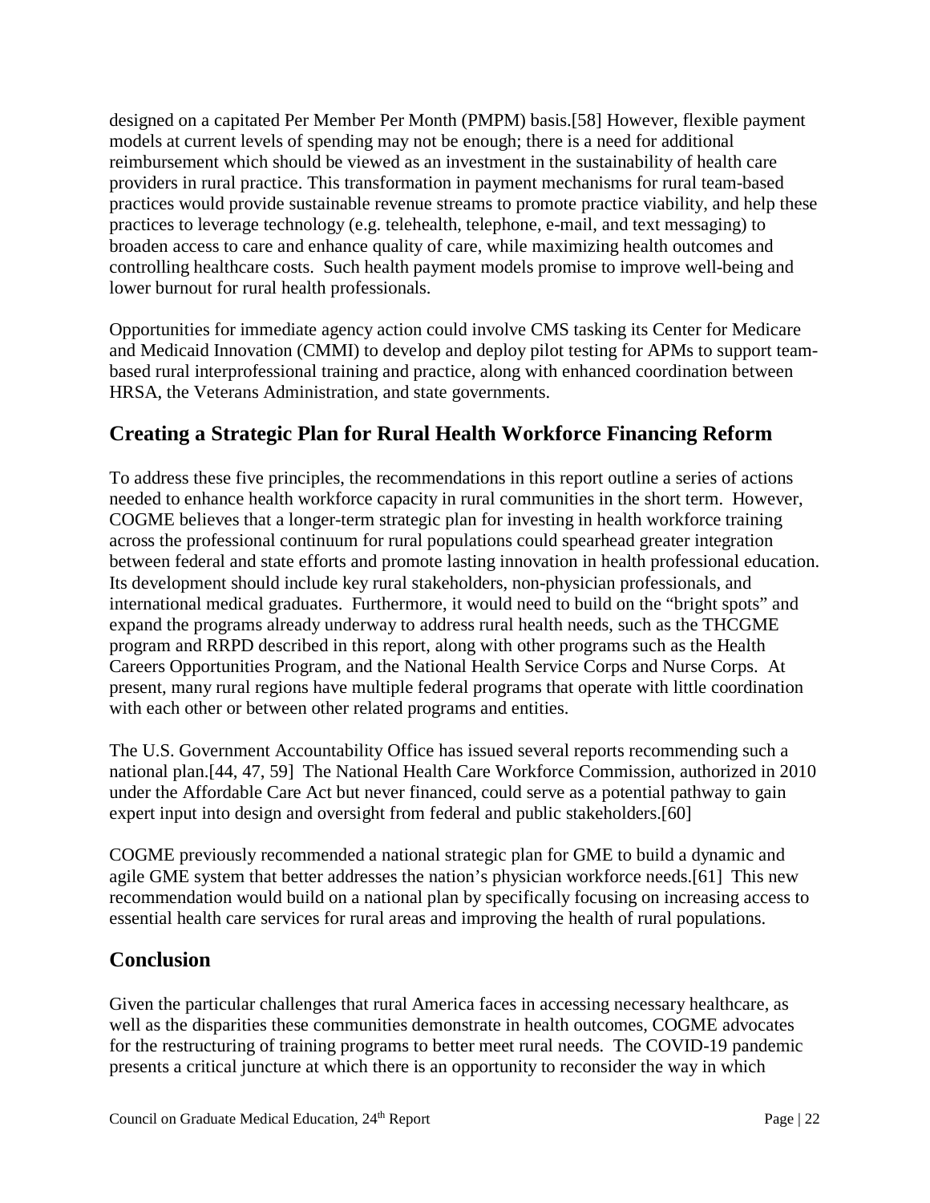designed on a capitated Per Member Per Month (PMPM) basis.[58] However, flexible payment models at current levels of spending may not be enough; there is a need for additional reimbursement which should be viewed as an investment in the sustainability of health care providers in rural practice. This transformation in payment mechanisms for rural team-based practices would provide sustainable revenue streams to promote practice viability, and help these practices to leverage technology (e.g. telehealth, telephone, e-mail, and text messaging) to broaden access to care and enhance quality of care, while maximizing health outcomes and controlling healthcare costs. Such health payment models promise to improve well-being and lower burnout for rural health professionals.

Opportunities for immediate agency action could involve CMS tasking its Center for Medicare and Medicaid Innovation (CMMI) to develop and deploy pilot testing for APMs to support team-based rural interprofessional training and practice, along with enhanced coordination between HRSA, the Veterans Administration, and state governments.

## Creating a Strategic Plan for Rural Health Workforce Financing Reform

To address these five principles, the recommendations in this report outline a series of actions needed to enhance health workforce capacity in rural communities in the short term. However, COGME believes that a longer-term strategic plan for investing in health workforce training across the professional continuum for rural populations could spearhead greater integration between federal and state efforts and promote lasting innovation in health professional education. Its development should include key rural stakeholders, non-physician professionals, and international medical graduates. Furthermore, it would need to build on the "bright spots" and expand the programs already underway to address rural health needs, such as the THCGME program and RRPD described in this report, along with other programs such as the Health Careers Opportunities Program, and the National Health Service Corps and Nurse Corps. At present, many rural regions have multiple federal programs that operate with little coordination with each other or between other related programs and entities.

The U.S. Government Accountability Office has issued several reports recommending such a national plan.[44, 47, 59] The National Health Care Workforce Commission, authorized in 2010 under the Affordable Care Act but never financed, could serve as a potential pathway to gain expert input into design and oversight from federal and public stakeholders.[60]

COGME previously recommended a national strategic plan for GME to build a dynamic and agile GME system that better addresses the nation's physician workforce needs.[61] This new recommendation would build on a national plan by specifically focusing on increasing access to essential health care services for rural areas and improving the health of rural populations.

## Conclusion

Given the particular challenges that rural America faces in accessing necessary healthcare, as well as the disparities these communities demonstrate in health outcomes, COGME advocates for the restructuring of training programs to better meet rural needs. The COVID-19 pandemic presents a critical juncture at which there is an opportunity to reconsider the way in which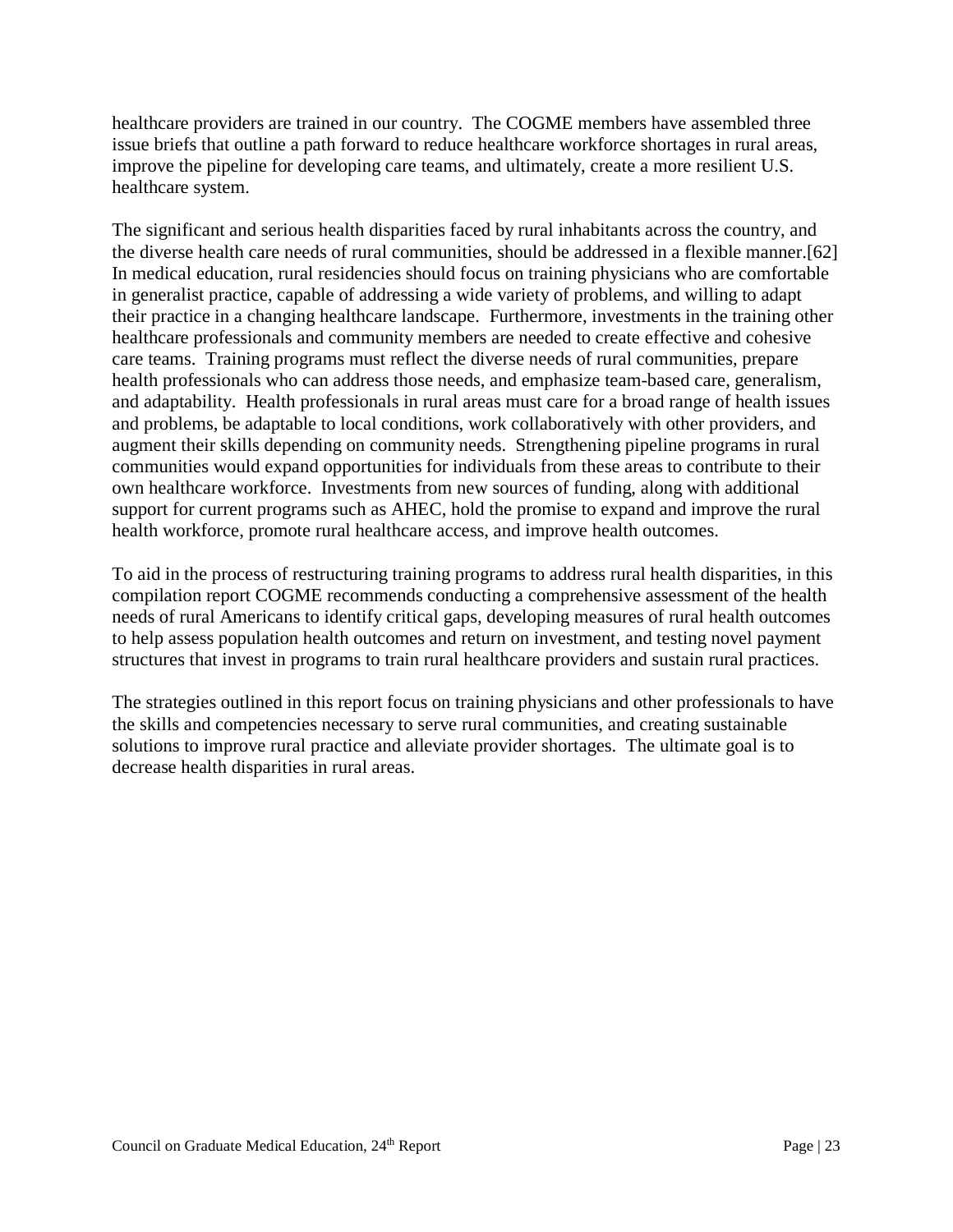healthcare providers are trained in our country. The COGME members have assembled three issue briefs that outline a path forward to reduce healthcare workforce shortages in rural areas, improve the pipeline for developing care teams, and ultimately, create a more resilient U.S. healthcare system.

The significant and serious health disparities faced by rural inhabitants across the country, and the diverse health care needs of rural communities, should be addressed in a flexible manner.[62] In medical education, rural residencies should focus on training physicians who are comfortable in generalist practice, capable of addressing a wide variety of problems, and willing to adapt their practice in a changing healthcare landscape. Furthermore, investments in the training other healthcare professionals and community members are needed to create effective and cohesive care teams. Training programs must reflect the diverse needs of rural communities, prepare health professionals who can address those needs, and emphasize team-based care, generalism, and adaptability. Health professionals in rural areas must care for a broad range of health issues and problems, be adaptable to local conditions, work collaboratively with other providers, and augment their skills depending on community needs. Strengthening pipeline programs in rural communities would expand opportunities for individuals from these areas to contribute to their own healthcare workforce. Investments from new sources of funding, along with additional support for current programs such as AHEC, hold the promise to expand and improve the rural health workforce, promote rural healthcare access, and improve health outcomes.

To aid in the process of restructuring training programs to address rural health disparities, in this compilation report COGME recommends conducting a comprehensive assessment of the health needs of rural Americans to identify critical gaps, developing measures of rural health outcomes to help assess population health outcomes and return on investment, and testing novel payment structures that invest in programs to train rural healthcare providers and sustain rural practices.

The strategies outlined in this report focus on training physicians and other professionals to have the skills and competencies necessary to serve rural communities, and creating sustainable solutions to improve rural practice and alleviate provider shortages. The ultimate goal is to decrease health disparities in rural areas.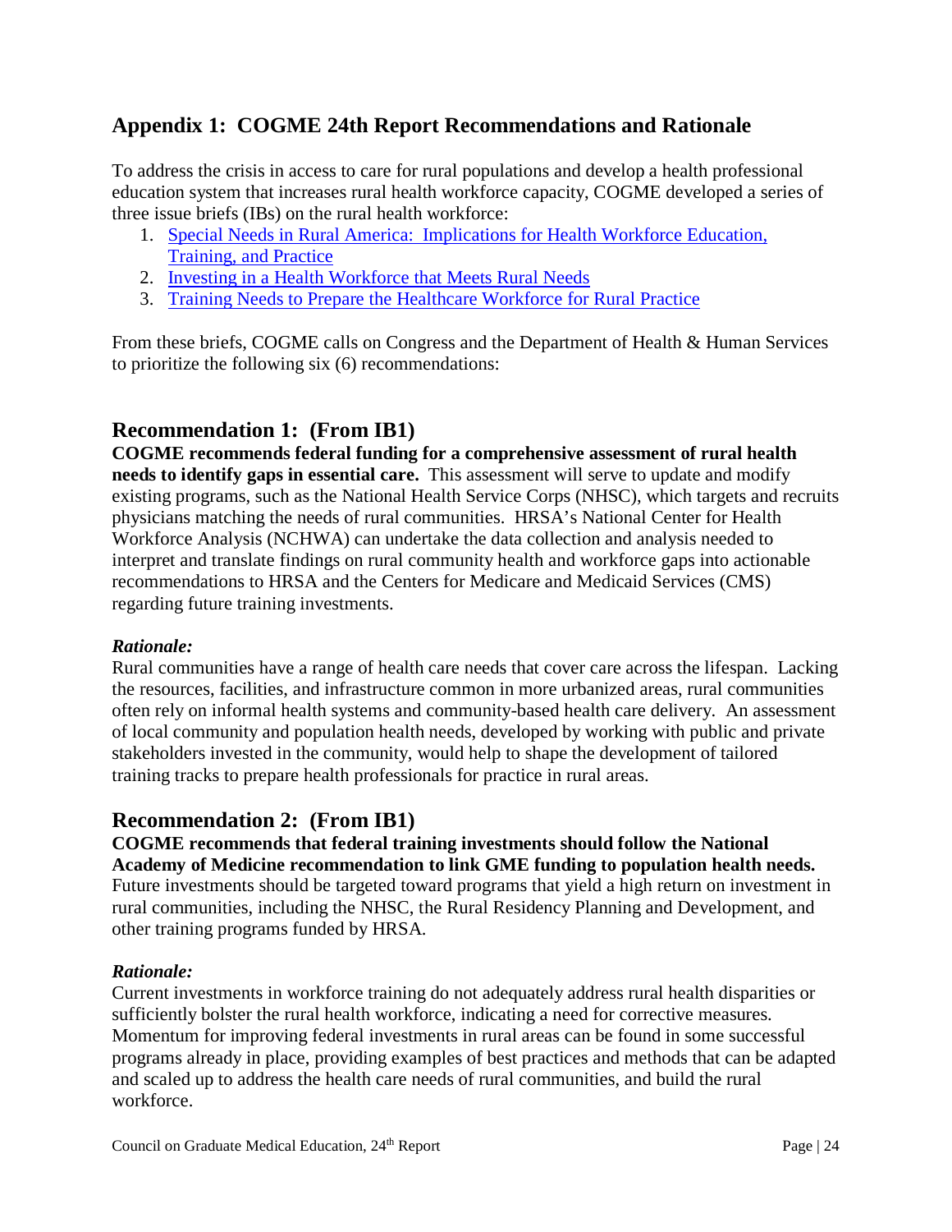## Appendix 1: COGME 24th Report Recommendations and Rationale

To address the crisis in access to care for rural populations and develop a health professional education system that increases rural health workforce capacity, COGME developed a series of three issue briefs (IBs) on the rural health workforce:

1. Special Needs in Rural America: Implications for Health Workforce Education, Training, and Practice
2. Investing in a Health Workforce that Meets Rural Needs
3. Training Needs to Prepare the Healthcare Workforce for Rural Practice

From these briefs, COGME calls on Congress and the Department of Health & Human Services to prioritize the following six (6) recommendations:

### Recommendation 1: (From IB1)

**COGME recommends federal funding for a comprehensive assessment of rural health needs to identify gaps in essential care.** This assessment will serve to update and modify existing programs, such as the National Health Service Corps (NHSC), which targets and recruits physicians matching the needs of rural communities. HRSA's National Center for Health Workforce Analysis (NCHWA) can undertake the data collection and analysis needed to interpret and translate findings on rural community health and workforce gaps into actionable recommendations to HRSA and the Centers for Medicare and Medicaid Services (CMS) regarding future training investments.

***Rationale:***

Rural communities have a range of health care needs that cover care across the lifespan. Lacking the resources, facilities, and infrastructure common in more urbanized areas, rural communities often rely on informal health systems and community-based health care delivery. An assessment of local community and population health needs, developed by working with public and private stakeholders invested in the community, would help to shape the development of tailored training tracks to prepare health professionals for practice in rural areas.

### Recommendation 2: (From IB1)

**COGME recommends that federal training investments should follow the National Academy of Medicine recommendation to link GME funding to population health needs.** Future investments should be targeted toward programs that yield a high return on investment in rural communities, including the NHSC, the Rural Residency Planning and Development, and other training programs funded by HRSA.

***Rationale:***

Current investments in workforce training do not adequately address rural health disparities or sufficiently bolster the rural health workforce, indicating a need for corrective measures. Momentum for improving federal investments in rural areas can be found in some successful programs already in place, providing examples of best practices and methods that can be adapted and scaled up to address the health care needs of rural communities, and build the rural workforce.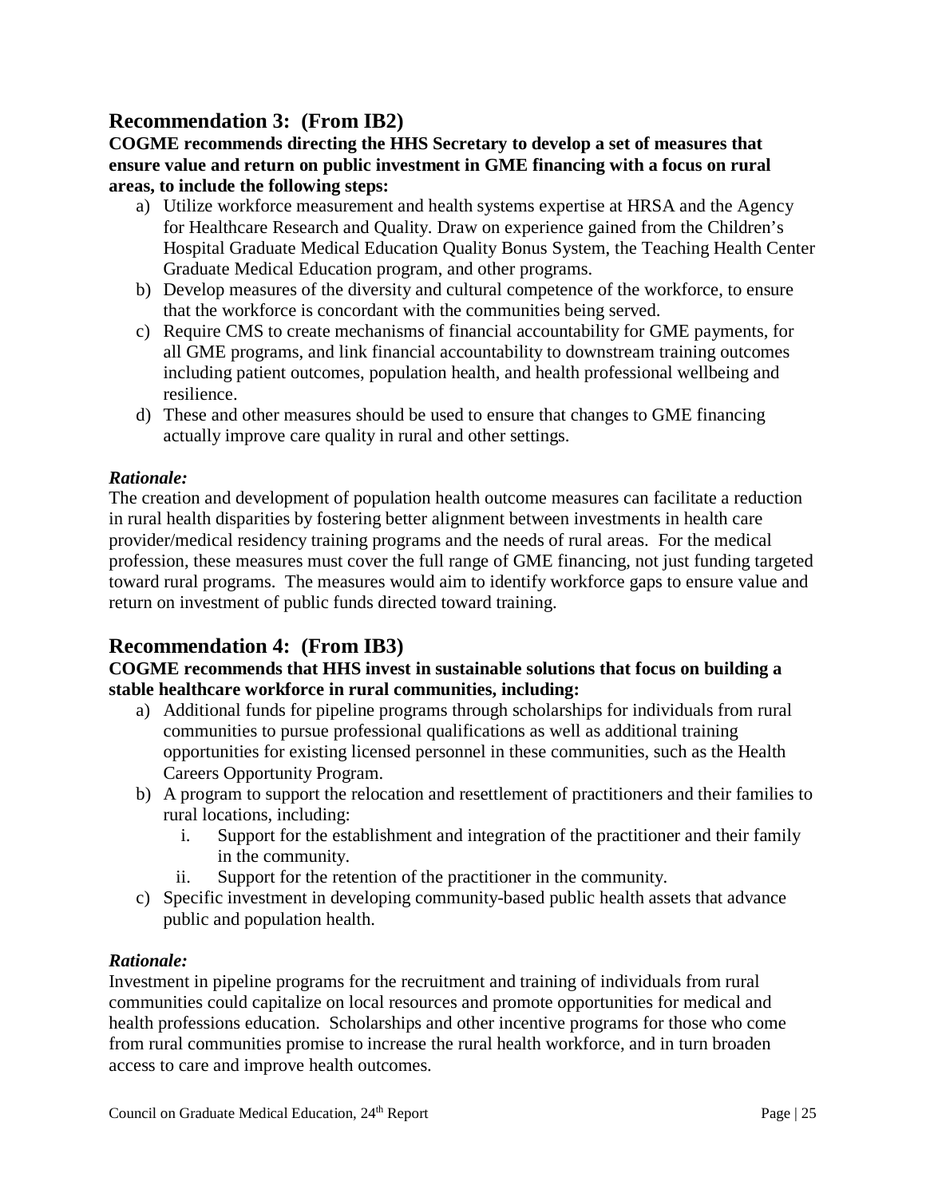## Recommendation 3: (From IB2)

**COGME recommends directing the HHS Secretary to develop a set of measures that ensure value and return on public investment in GME financing with a focus on rural areas, to include the following steps:**

a) Utilize workforce measurement and health systems expertise at HRSA and the Agency for Healthcare Research and Quality. Draw on experience gained from the Children's Hospital Graduate Medical Education Quality Bonus System, the Teaching Health Center Graduate Medical Education program, and other programs.
b) Develop measures of the diversity and cultural competence of the workforce, to ensure that the workforce is concordant with the communities being served.
c) Require CMS to create mechanisms of financial accountability for GME payments, for all GME programs, and link financial accountability to downstream training outcomes including patient outcomes, population health, and health professional wellbeing and resilience.
d) These and other measures should be used to ensure that changes to GME financing actually improve care quality in rural and other settings.

***Rationale:***

The creation and development of population health outcome measures can facilitate a reduction in rural health disparities by fostering better alignment between investments in health care provider/medical residency training programs and the needs of rural areas. For the medical profession, these measures must cover the full range of GME financing, not just funding targeted toward rural programs. The measures would aim to identify workforce gaps to ensure value and return on investment of public funds directed toward training.

## Recommendation 4: (From IB3)

**COGME recommends that HHS invest in sustainable solutions that focus on building a stable healthcare workforce in rural communities, including:**

a) Additional funds for pipeline programs through scholarships for individuals from rural communities to pursue professional qualifications as well as additional training opportunities for existing licensed personnel in these communities, such as the Health Careers Opportunity Program.
b) A program to support the relocation and resettlement of practitioners and their families to rural locations, including:
    i. Support for the establishment and integration of the practitioner and their family in the community.
    ii. Support for the retention of the practitioner in the community.
c) Specific investment in developing community-based public health assets that advance public and population health.

***Rationale:***

Investment in pipeline programs for the recruitment and training of individuals from rural communities could capitalize on local resources and promote opportunities for medical and health professions education. Scholarships and other incentive programs for those who come from rural communities promise to increase the rural health workforce, and in turn broaden access to care and improve health outcomes.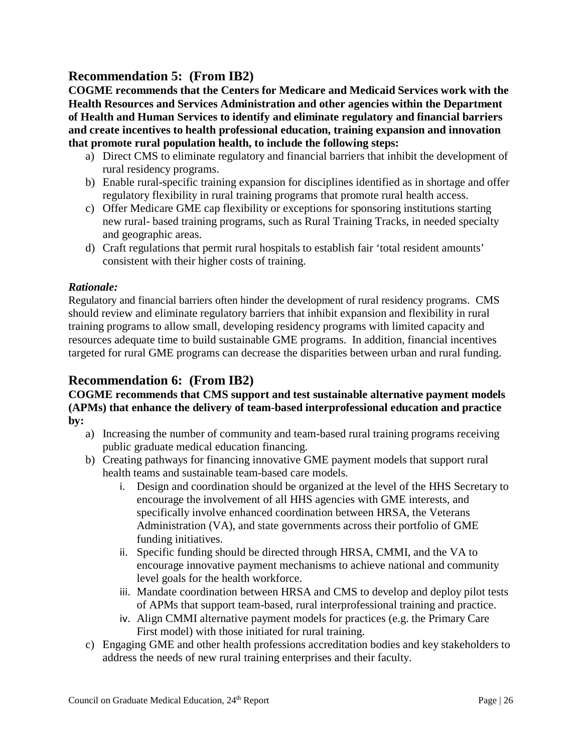## Recommendation 5: (From IB2)

**COGME recommends that the Centers for Medicare and Medicaid Services work with the Health Resources and Services Administration and other agencies within the Department of Health and Human Services to identify and eliminate regulatory and financial barriers and create incentives to health professional education, training expansion and innovation that promote rural population health, to include the following steps:**

a) Direct CMS to eliminate regulatory and financial barriers that inhibit the development of rural residency programs.
b) Enable rural-specific training expansion for disciplines identified as in shortage and offer regulatory flexibility in rural training programs that promote rural health access.
c) Offer Medicare GME cap flexibility or exceptions for sponsoring institutions starting new rural- based training programs, such as Rural Training Tracks, in needed specialty and geographic areas.
d) Craft regulations that permit rural hospitals to establish fair 'total resident amounts' consistent with their higher costs of training.

***Rationale:***

Regulatory and financial barriers often hinder the development of rural residency programs. CMS should review and eliminate regulatory barriers that inhibit expansion and flexibility in rural training programs to allow small, developing residency programs with limited capacity and resources adequate time to build sustainable GME programs. In addition, financial incentives targeted for rural GME programs can decrease the disparities between urban and rural funding.

## Recommendation 6: (From IB2)

**COGME recommends that CMS support and test sustainable alternative payment models (APMs) that enhance the delivery of team-based interprofessional education and practice by:**

a) Increasing the number of community and team-based rural training programs receiving public graduate medical education financing.
b) Creating pathways for financing innovative GME payment models that support rural health teams and sustainable team-based care models.
    i. Design and coordination should be organized at the level of the HHS Secretary to encourage the involvement of all HHS agencies with GME interests, and specifically involve enhanced coordination between HRSA, the Veterans Administration (VA), and state governments across their portfolio of GME funding initiatives.
    ii. Specific funding should be directed through HRSA, CMMI, and the VA to encourage innovative payment mechanisms to achieve national and community level goals for the health workforce.
    iii. Mandate coordination between HRSA and CMS to develop and deploy pilot tests of APMs that support team-based, rural interprofessional training and practice.
    iv. Align CMMI alternative payment models for practices (e.g. the Primary Care First model) with those initiated for rural training.
c) Engaging GME and other health professions accreditation bodies and key stakeholders to address the needs of new rural training enterprises and their faculty.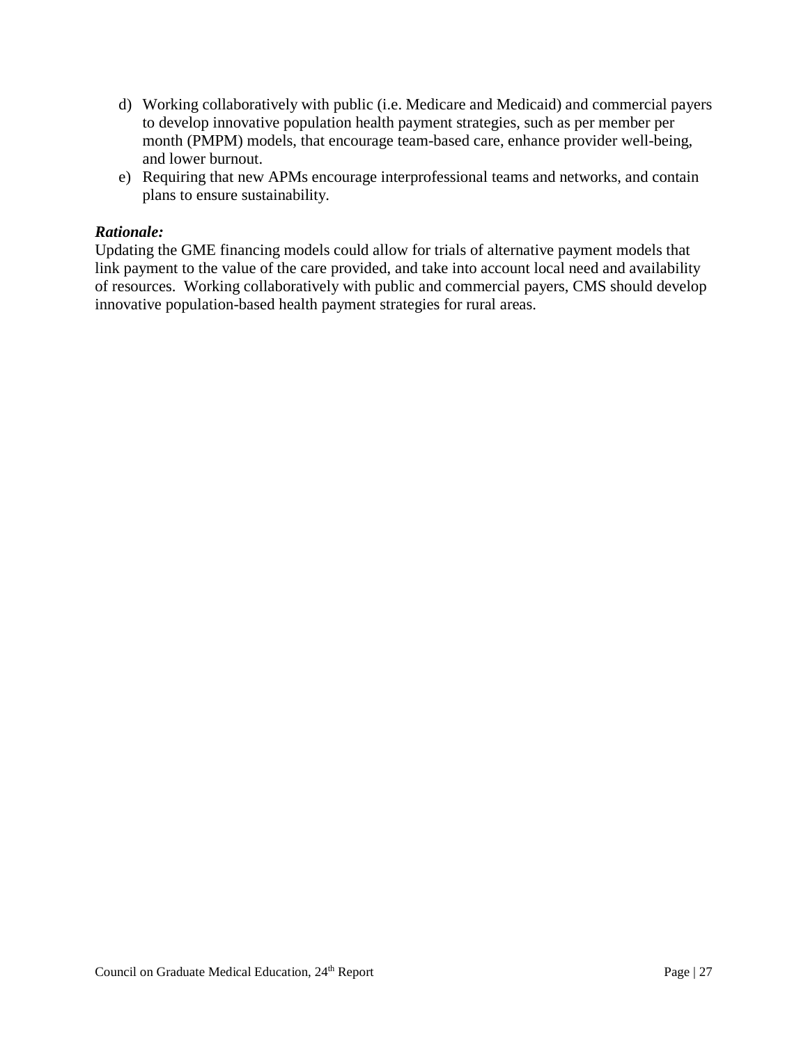d) Working collaboratively with public (i.e. Medicare and Medicaid) and commercial payers to develop innovative population health payment strategies, such as per member per month (PMPM) models, that encourage team-based care, enhance provider well-being, and lower burnout.
e) Requiring that new APMs encourage interprofessional teams and networks, and contain plans to ensure sustainability.

***Rationale:***

Updating the GME financing models could allow for trials of alternative payment models that link payment to the value of the care provided, and take into account local need and availability of resources. Working collaboratively with public and commercial payers, CMS should develop innovative population-based health payment strategies for rural areas.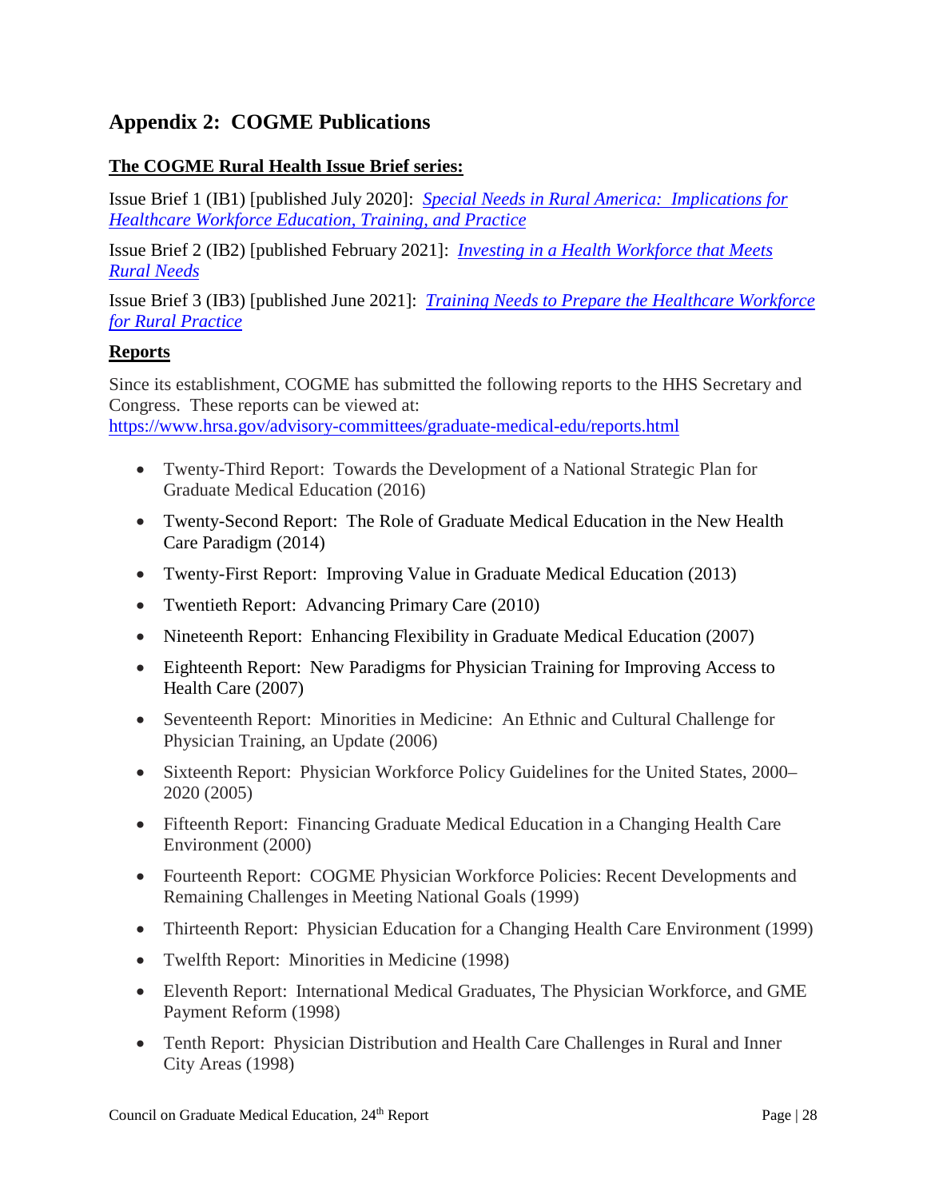## Appendix 2: COGME Publications

**The COGME Rural Health Issue Brief series:**

Issue Brief 1 (IB1) [published July 2020]: *Special Needs in Rural America: Implications for Healthcare Workforce Education, Training, and Practice*

Issue Brief 2 (IB2) [published February 2021]: *Investing in a Health Workforce that Meets Rural Needs*

Issue Brief 3 (IB3) [published June 2021]: *Training Needs to Prepare the Healthcare Workforce for Rural Practice*

**Reports**

Since its establishment, COGME has submitted the following reports to the HHS Secretary and Congress. These reports can be viewed at: https://www.hrsa.gov/advisory-committees/graduate-medical-edu/reports.html

- Twenty-Third Report: Towards the Development of a National Strategic Plan for Graduate Medical Education (2016)
- Twenty-Second Report: The Role of Graduate Medical Education in the New Health Care Paradigm (2014)
- Twenty-First Report: Improving Value in Graduate Medical Education (2013)
- Twentieth Report: Advancing Primary Care (2010)
- Nineteenth Report: Enhancing Flexibility in Graduate Medical Education (2007)
- Eighteenth Report: New Paradigms for Physician Training for Improving Access to Health Care (2007)
- Seventeenth Report: Minorities in Medicine: An Ethnic and Cultural Challenge for Physician Training, an Update (2006)
- Sixteenth Report: Physician Workforce Policy Guidelines for the United States, 2000–2020 (2005)
- Fifteenth Report: Financing Graduate Medical Education in a Changing Health Care Environment (2000)
- Fourteenth Report: COGME Physician Workforce Policies: Recent Developments and Remaining Challenges in Meeting National Goals (1999)
- Thirteenth Report: Physician Education for a Changing Health Care Environment (1999)
- Twelfth Report: Minorities in Medicine (1998)
- Eleventh Report: International Medical Graduates, The Physician Workforce, and GME Payment Reform (1998)
- Tenth Report: Physician Distribution and Health Care Challenges in Rural and Inner City Areas (1998)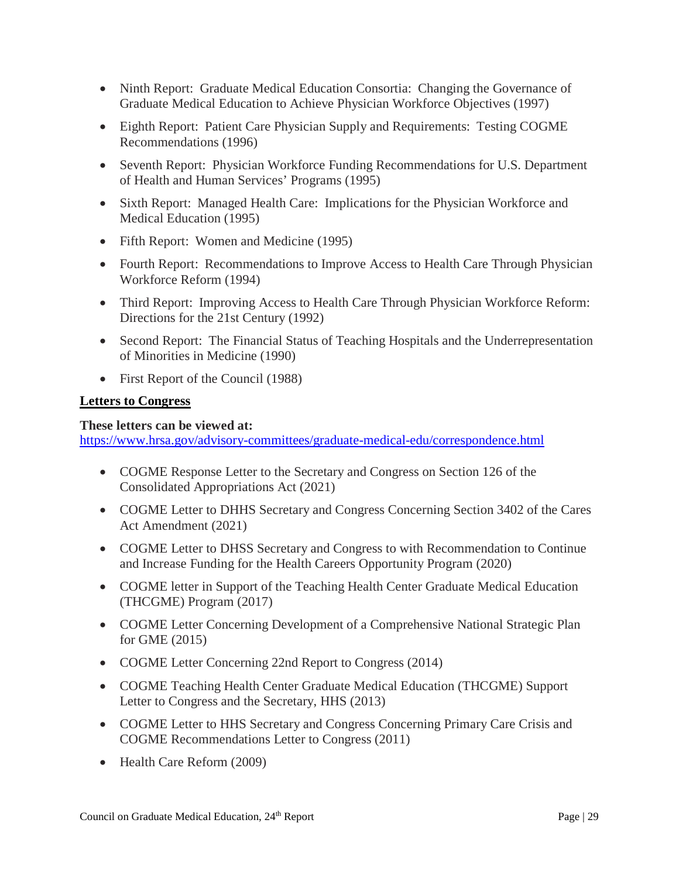- Ninth Report: Graduate Medical Education Consortia: Changing the Governance of Graduate Medical Education to Achieve Physician Workforce Objectives (1997)
- Eighth Report: Patient Care Physician Supply and Requirements: Testing COGME Recommendations (1996)
- Seventh Report: Physician Workforce Funding Recommendations for U.S. Department of Health and Human Services' Programs (1995)
- Sixth Report: Managed Health Care: Implications for the Physician Workforce and Medical Education (1995)
- Fifth Report: Women and Medicine (1995)
- Fourth Report: Recommendations to Improve Access to Health Care Through Physician Workforce Reform (1994)
- Third Report: Improving Access to Health Care Through Physician Workforce Reform: Directions for the 21st Century (1992)
- Second Report: The Financial Status of Teaching Hospitals and the Underrepresentation of Minorities in Medicine (1990)
- First Report of the Council (1988)

## Letters to Congress

**These letters can be viewed at:**
https://www.hrsa.gov/advisory-committees/graduate-medical-edu/correspondence.html

- COGME Response Letter to the Secretary and Congress on Section 126 of the Consolidated Appropriations Act (2021)
- COGME Letter to DHHS Secretary and Congress Concerning Section 3402 of the Cares Act Amendment (2021)
- COGME Letter to DHSS Secretary and Congress to with Recommendation to Continue and Increase Funding for the Health Careers Opportunity Program (2020)
- COGME letter in Support of the Teaching Health Center Graduate Medical Education (THCGME) Program (2017)
- COGME Letter Concerning Development of a Comprehensive National Strategic Plan for GME (2015)
- COGME Letter Concerning 22nd Report to Congress (2014)
- COGME Teaching Health Center Graduate Medical Education (THCGME) Support Letter to Congress and the Secretary, HHS (2013)
- COGME Letter to HHS Secretary and Congress Concerning Primary Care Crisis and COGME Recommendations Letter to Congress (2011)
- Health Care Reform (2009)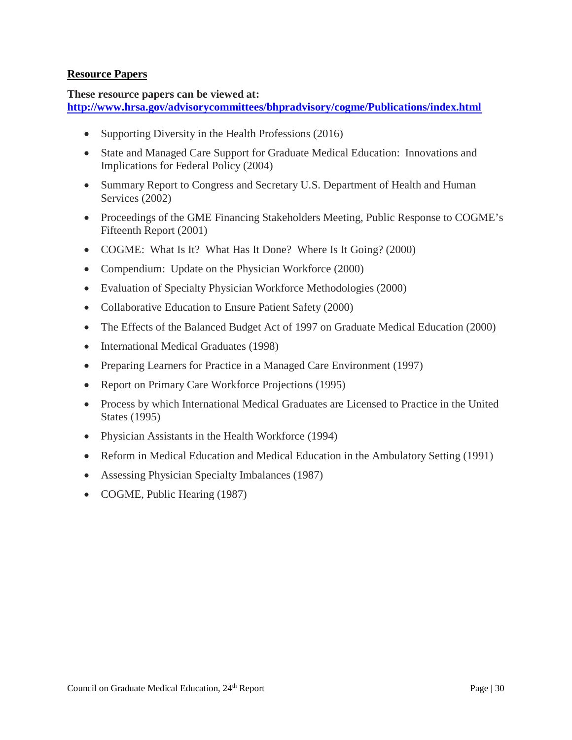## Resource Papers

**These resource papers can be viewed at:**
**http://www.hrsa.gov/advisorycommittees/bhpradvisory/cogme/Publications/index.html**

- Supporting Diversity in the Health Professions (2016)
- State and Managed Care Support for Graduate Medical Education: Innovations and Implications for Federal Policy (2004)
- Summary Report to Congress and Secretary U.S. Department of Health and Human Services (2002)
- Proceedings of the GME Financing Stakeholders Meeting, Public Response to COGME's Fifteenth Report (2001)
- COGME: What Is It? What Has It Done? Where Is It Going? (2000)
- Compendium: Update on the Physician Workforce (2000)
- Evaluation of Specialty Physician Workforce Methodologies (2000)
- Collaborative Education to Ensure Patient Safety (2000)
- The Effects of the Balanced Budget Act of 1997 on Graduate Medical Education (2000)
- International Medical Graduates (1998)
- Preparing Learners for Practice in a Managed Care Environment (1997)
- Report on Primary Care Workforce Projections (1995)
- Process by which International Medical Graduates are Licensed to Practice in the United States (1995)
- Physician Assistants in the Health Workforce (1994)
- Reform in Medical Education and Medical Education in the Ambulatory Setting (1991)
- Assessing Physician Specialty Imbalances (1987)
- COGME, Public Hearing (1987)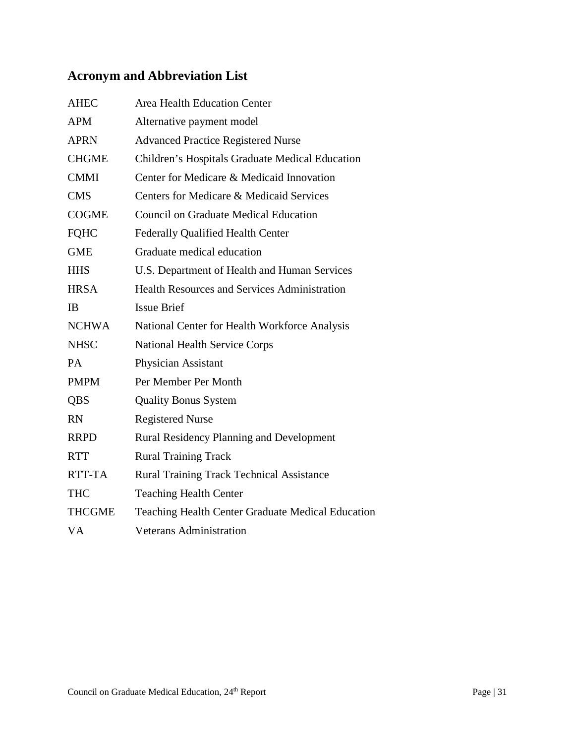## Acronym and Abbreviation List

| | |
|---|---|
| AHEC | Area Health Education Center |
| APM | Alternative payment model |
| APRN | Advanced Practice Registered Nurse |
| CHGME | Children's Hospitals Graduate Medical Education |
| CMMI | Center for Medicare & Medicaid Innovation |
| CMS | Centers for Medicare & Medicaid Services |
| COGME | Council on Graduate Medical Education |
| FQHC | Federally Qualified Health Center |
| GME | Graduate medical education |
| HHS | U.S. Department of Health and Human Services |
| HRSA | Health Resources and Services Administration |
| IB | Issue Brief |
| NCHWA | National Center for Health Workforce Analysis |
| NHSC | National Health Service Corps |
| PA | Physician Assistant |
| PMPM | Per Member Per Month |
| QBS | Quality Bonus System |
| RN | Registered Nurse |
| RRPD | Rural Residency Planning and Development |
| RTT | Rural Training Track |
| RTT-TA | Rural Training Track Technical Assistance |
| THC | Teaching Health Center |
| THCGME | Teaching Health Center Graduate Medical Education |
| VA | Veterans Administration |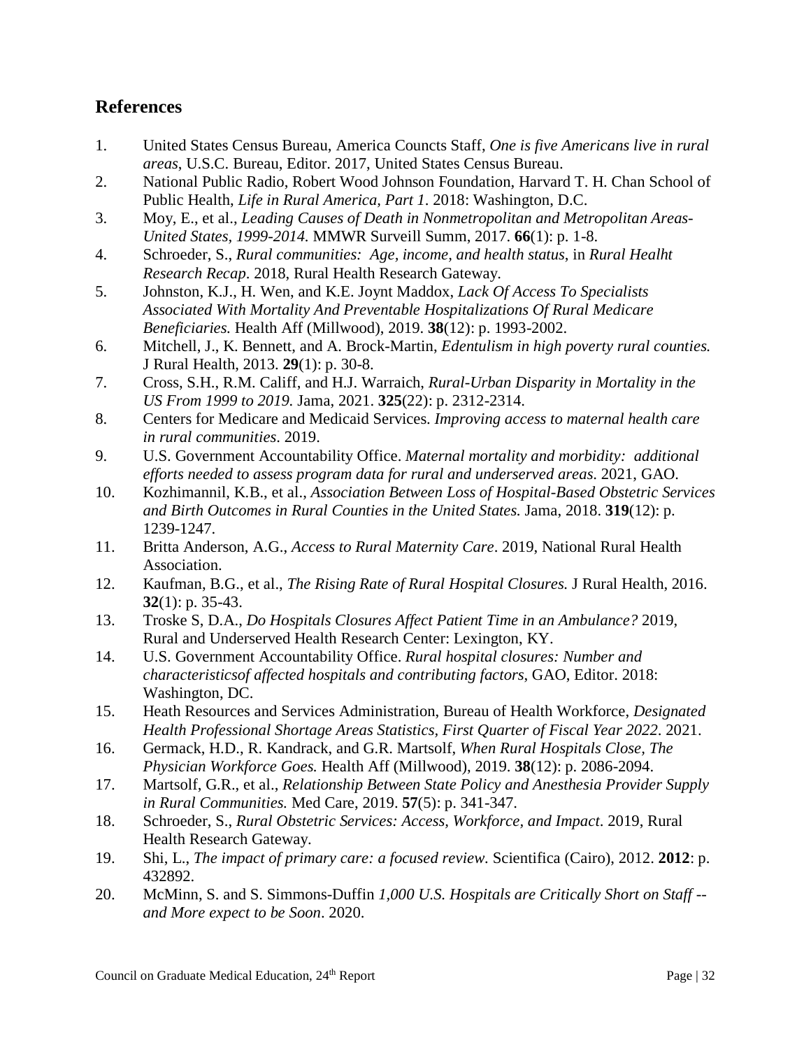## References

1. United States Census Bureau, America Councts Staff, *One is five Americans live in rural areas*, U.S.C. Bureau, Editor. 2017, United States Census Bureau.
2. National Public Radio, Robert Wood Johnson Foundation, Harvard T. H. Chan School of Public Health, *Life in Rural America, Part 1*. 2018: Washington, D.C.
3. Moy, E., et al., *Leading Causes of Death in Nonmetropolitan and Metropolitan Areas-United States, 1999-2014.* MMWR Surveill Summ, 2017. **66**(1): p. 1-8.
4. Schroeder, S., *Rural communities: Age, income, and health status*, in *Rural Healht Research Recap*. 2018, Rural Health Research Gateway.
5. Johnston, K.J., H. Wen, and K.E. Joynt Maddox, *Lack Of Access To Specialists Associated With Mortality And Preventable Hospitalizations Of Rural Medicare Beneficiaries.* Health Aff (Millwood), 2019. **38**(12): p. 1993-2002.
6. Mitchell, J., K. Bennett, and A. Brock-Martin, *Edentulism in high poverty rural counties.* J Rural Health, 2013. **29**(1): p. 30-8.
7. Cross, S.H., R.M. Califf, and H.J. Warraich, *Rural-Urban Disparity in Mortality in the US From 1999 to 2019.* Jama, 2021. **325**(22): p. 2312-2314.
8. Centers for Medicare and Medicaid Services. *Improving access to maternal health care in rural communities*. 2019.
9. U.S. Government Accountability Office. *Maternal mortality and morbidity: additional efforts needed to assess program data for rural and underserved areas*. 2021, GAO.
10. Kozhimannil, K.B., et al., *Association Between Loss of Hospital-Based Obstetric Services and Birth Outcomes in Rural Counties in the United States.* Jama, 2018. **319**(12): p. 1239-1247.
11. Britta Anderson, A.G., *Access to Rural Maternity Care*. 2019, National Rural Health Association.
12. Kaufman, B.G., et al., *The Rising Rate of Rural Hospital Closures.* J Rural Health, 2016. **32**(1): p. 35-43.
13. Troske S, D.A., *Do Hospitals Closures Affect Patient Time in an Ambulance?* 2019, Rural and Underserved Health Research Center: Lexington, KY.
14. U.S. Government Accountability Office. *Rural hospital closures: Number and characteristicsof affected hospitals and contributing factors*, GAO, Editor. 2018: Washington, DC.
15. Heath Resources and Services Administration, Bureau of Health Workforce, *Designated Health Professional Shortage Areas Statistics, First Quarter of Fiscal Year 2022*. 2021.
16. Germack, H.D., R. Kandrack, and G.R. Martsolf, *When Rural Hospitals Close, The Physician Workforce Goes.* Health Aff (Millwood), 2019. **38**(12): p. 2086-2094.
17. Martsolf, G.R., et al., *Relationship Between State Policy and Anesthesia Provider Supply in Rural Communities.* Med Care, 2019. **57**(5): p. 341-347.
18. Schroeder, S., *Rural Obstetric Services: Access, Workforce, and Impact*. 2019, Rural Health Research Gateway.
19. Shi, L., *The impact of primary care: a focused review.* Scientifica (Cairo), 2012. **2012**: p. 432892.
20. McMinn, S. and S. Simmons-Duffin *1,000 U.S. Hospitals are Critically Short on Staff -- and More expect to be Soon*. 2020.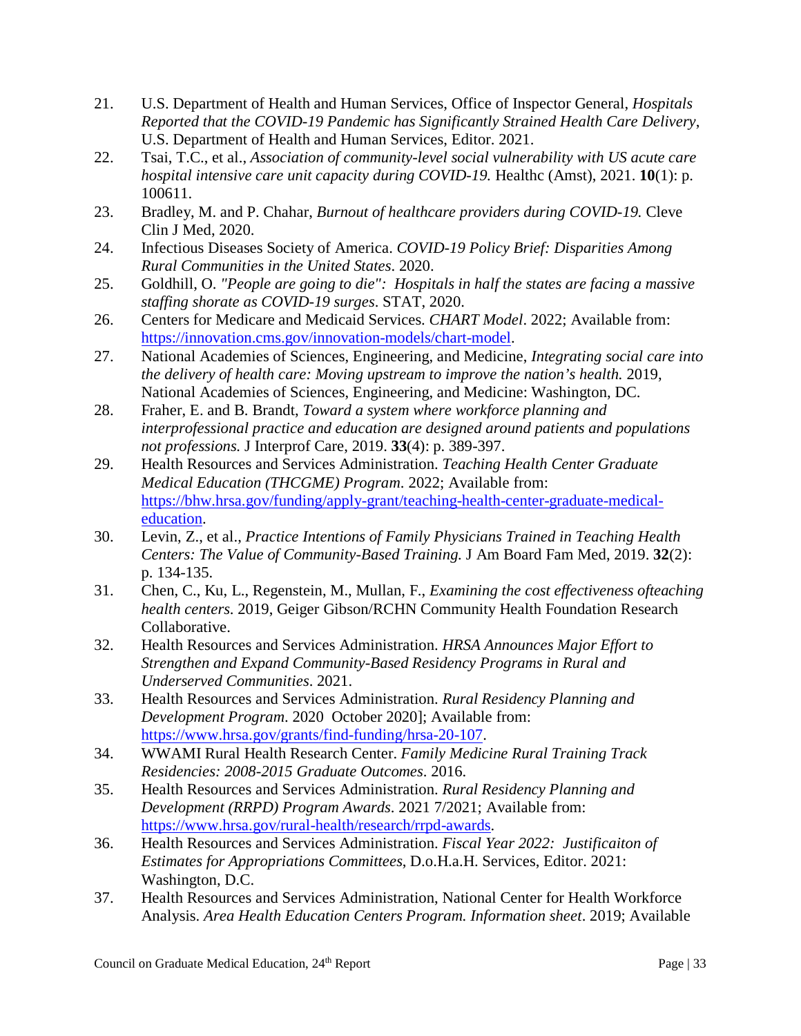21. U.S. Department of Health and Human Services, Office of Inspector General, *Hospitals Reported that the COVID-19 Pandemic has Significantly Strained Health Care Delivery*, U.S. Department of Health and Human Services, Editor. 2021.
22. Tsai, T.C., et al., *Association of community-level social vulnerability with US acute care hospital intensive care unit capacity during COVID-19.* Healthc (Amst), 2021. **10**(1): p. 100611.
23. Bradley, M. and P. Chahar, *Burnout of healthcare providers during COVID-19.* Cleve Clin J Med, 2020.
24. Infectious Diseases Society of America. *COVID-19 Policy Brief: Disparities Among Rural Communities in the United States*. 2020.
25. Goldhill, O. *"People are going to die": Hospitals in half the states are facing a massive staffing shorate as COVID-19 surges*. STAT, 2020.
26. Centers for Medicare and Medicaid Services. *CHART Model*. 2022; Available from: https://innovation.cms.gov/innovation-models/chart-model.
27. National Academies of Sciences, Engineering, and Medicine, *Integrating social care into the delivery of health care: Moving upstream to improve the nation's health.* 2019, National Academies of Sciences, Engineering, and Medicine: Washington, DC.
28. Fraher, E. and B. Brandt, *Toward a system where workforce planning and interprofessional practice and education are designed around patients and populations not professions.* J Interprof Care, 2019. **33**(4): p. 389-397.
29. Health Resources and Services Administration. *Teaching Health Center Graduate Medical Education (THCGME) Program*. 2022; Available from: https://bhw.hrsa.gov/funding/apply-grant/teaching-health-center-graduate-medical-education.
30. Levin, Z., et al., *Practice Intentions of Family Physicians Trained in Teaching Health Centers: The Value of Community-Based Training.* J Am Board Fam Med, 2019. **32**(2): p. 134-135.
31. Chen, C., Ku, L., Regenstein, M., Mullan, F., *Examining the cost effectiveness ofteaching health centers.* 2019, Geiger Gibson/RCHN Community Health Foundation Research Collaborative.
32. Health Resources and Services Administration. *HRSA Announces Major Effort to Strengthen and Expand Community-Based Residency Programs in Rural and Underserved Communities*. 2021.
33. Health Resources and Services Administration. *Rural Residency Planning and Development Program*. 2020 October 2020]; Available from: https://www.hrsa.gov/grants/find-funding/hrsa-20-107.
34. WWAMI Rural Health Research Center. *Family Medicine Rural Training Track Residencies: 2008-2015 Graduate Outcomes*. 2016.
35. Health Resources and Services Administration. *Rural Residency Planning and Development (RRPD) Program Awards*. 2021 7/2021; Available from: https://www.hrsa.gov/rural-health/research/rrpd-awards.
36. Health Resources and Services Administration. *Fiscal Year 2022: Justificaiton of Estimates for Appropriations Committees*, D.o.H.a.H. Services, Editor. 2021: Washington, D.C.
37. Health Resources and Services Administration, National Center for Health Workforce Analysis. *Area Health Education Centers Program. Information sheet*. 2019; Available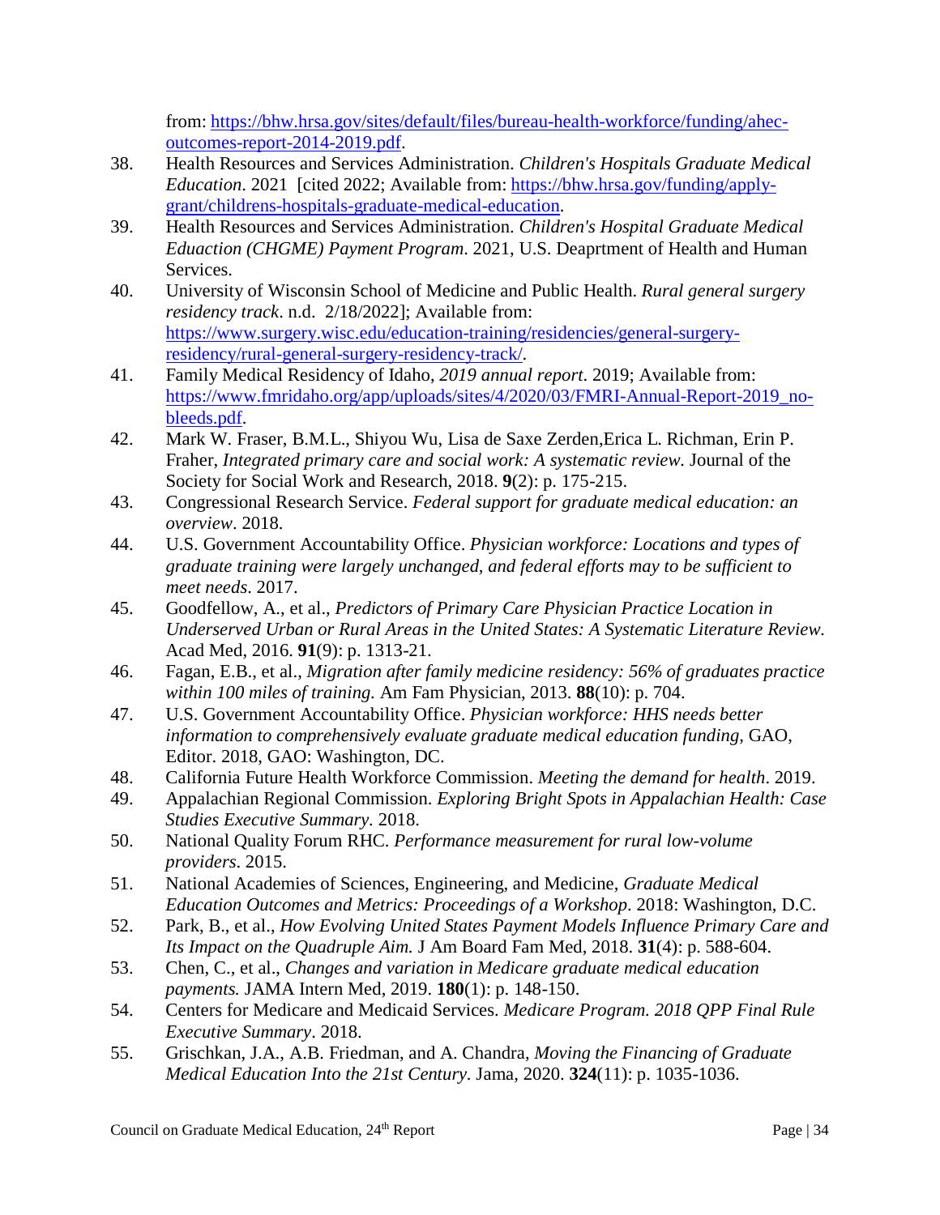from: https://bhw.hrsa.gov/sites/default/files/bureau-health-workforce/funding/ahec-outcomes-report-2014-2019.pdf.

38. Health Resources and Services Administration. *Children's Hospitals Graduate Medical Education*. 2021 [cited 2022; Available from: https://bhw.hrsa.gov/funding/apply-grant/childrens-hospitals-graduate-medical-education.
39. Health Resources and Services Administration. *Children's Hospital Graduate Medical Eduaction (CHGME) Payment Program*. 2021, U.S. Deaprtment of Health and Human Services.
40. University of Wisconsin School of Medicine and Public Health. *Rural general surgery residency track*. n.d. 2/18/2022]; Available from: https://www.surgery.wisc.edu/education-training/residencies/general-surgery-residency/rural-general-surgery-residency-track/.
41. Family Medical Residency of Idaho, *2019 annual report*. 2019; Available from: https://www.fmridaho.org/app/uploads/sites/4/2020/03/FMRI-Annual-Report-2019_no-bleeds.pdf.
42. Mark W. Fraser, B.M.L., Shiyou Wu, Lisa de Saxe Zerden,Erica L. Richman, Erin P. Fraher, *Integrated primary care and social work: A systematic review.* Journal of the Society for Social Work and Research, 2018. **9**(2): p. 175-215.
43. Congressional Research Service. *Federal support for graduate medical education: an overview*. 2018.
44. U.S. Government Accountability Office. *Physician workforce: Locations and types of graduate training were largely unchanged, and federal efforts may to be sufficient to meet needs*. 2017.
45. Goodfellow, A., et al., *Predictors of Primary Care Physician Practice Location in Underserved Urban or Rural Areas in the United States: A Systematic Literature Review.* Acad Med, 2016. **91**(9): p. 1313-21.
46. Fagan, E.B., et al., *Migration after family medicine residency: 56% of graduates practice within 100 miles of training.* Am Fam Physician, 2013. **88**(10): p. 704.
47. U.S. Government Accountability Office. *Physician workforce: HHS needs better information to comprehensively evaluate graduate medical education funding*, GAO, Editor. 2018, GAO: Washington, DC.
48. California Future Health Workforce Commission. *Meeting the demand for health*. 2019.
49. Appalachian Regional Commission. *Exploring Bright Spots in Appalachian Health: Case Studies Executive Summary*. 2018.
50. National Quality Forum RHC. *Performance measurement for rural low-volume providers*. 2015.
51. National Academies of Sciences, Engineering, and Medicine, *Graduate Medical Education Outcomes and Metrics: Proceedings of a Workshop*. 2018: Washington, D.C.
52. Park, B., et al., *How Evolving United States Payment Models Influence Primary Care and Its Impact on the Quadruple Aim.* J Am Board Fam Med, 2018. **31**(4): p. 588-604.
53. Chen, C., et al., *Changes and variation in Medicare graduate medical education payments.* JAMA Intern Med, 2019. **180**(1): p. 148-150.
54. Centers for Medicare and Medicaid Services. *Medicare Program. 2018 QPP Final Rule Executive Summary*. 2018.
55. Grischkan, J.A., A.B. Friedman, and A. Chandra, *Moving the Financing of Graduate Medical Education Into the 21st Century.* Jama, 2020. **324**(11): p. 1035-1036.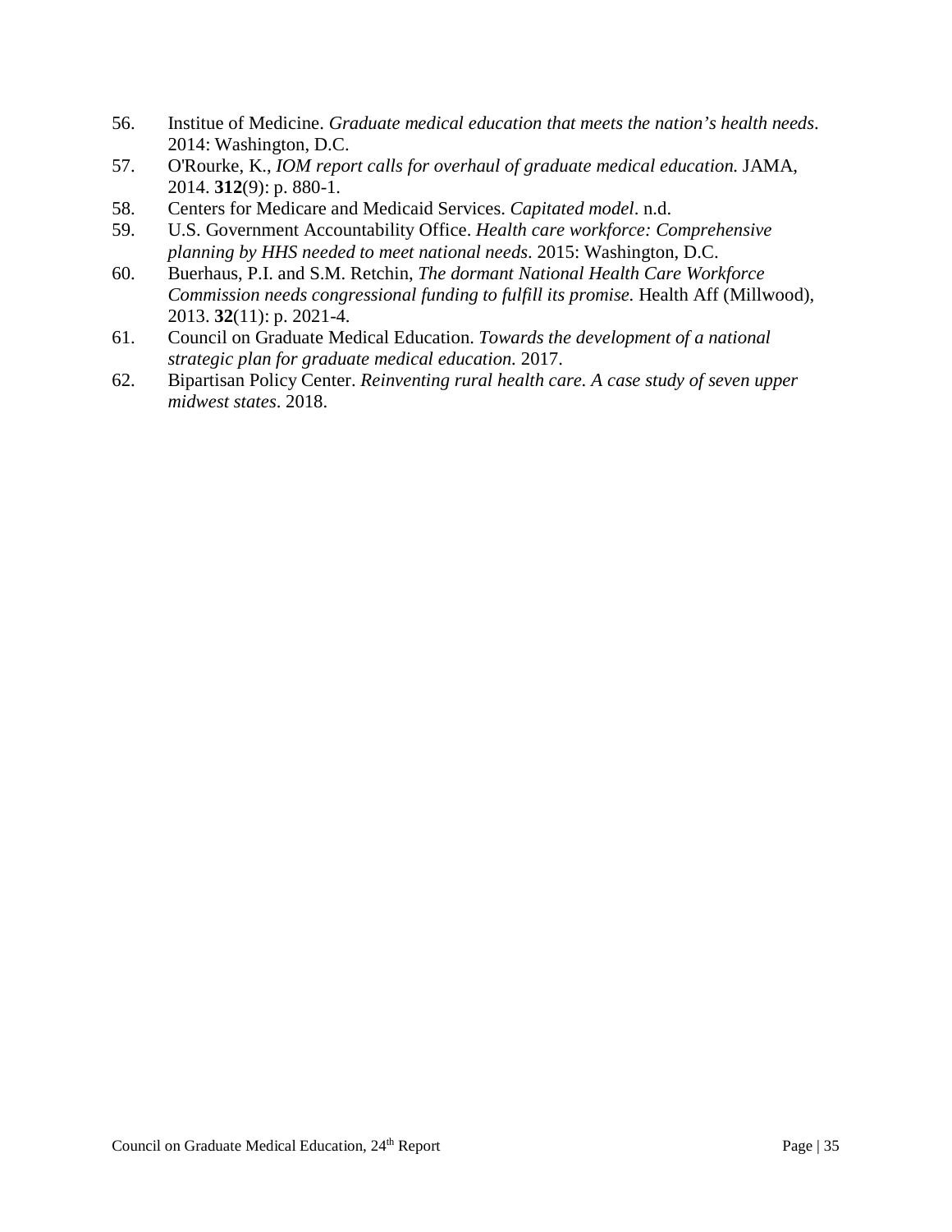56. Institue of Medicine. *Graduate medical education that meets the nation's health needs*. 2014: Washington, D.C.
57. O'Rourke, K., *IOM report calls for overhaul of graduate medical education.* JAMA, 2014. **312**(9): p. 880-1.
58. Centers for Medicare and Medicaid Services. *Capitated model*. n.d.
59. U.S. Government Accountability Office. *Health care workforce: Comprehensive planning by HHS needed to meet national needs*. 2015: Washington, D.C.
60. Buerhaus, P.I. and S.M. Retchin, *The dormant National Health Care Workforce Commission needs congressional funding to fulfill its promise.* Health Aff (Millwood), 2013. **32**(11): p. 2021-4.
61. Council on Graduate Medical Education. *Towards the development of a national strategic plan for graduate medical education*. 2017.
62. Bipartisan Policy Center. *Reinventing rural health care. A case study of seven upper midwest states*. 2018.